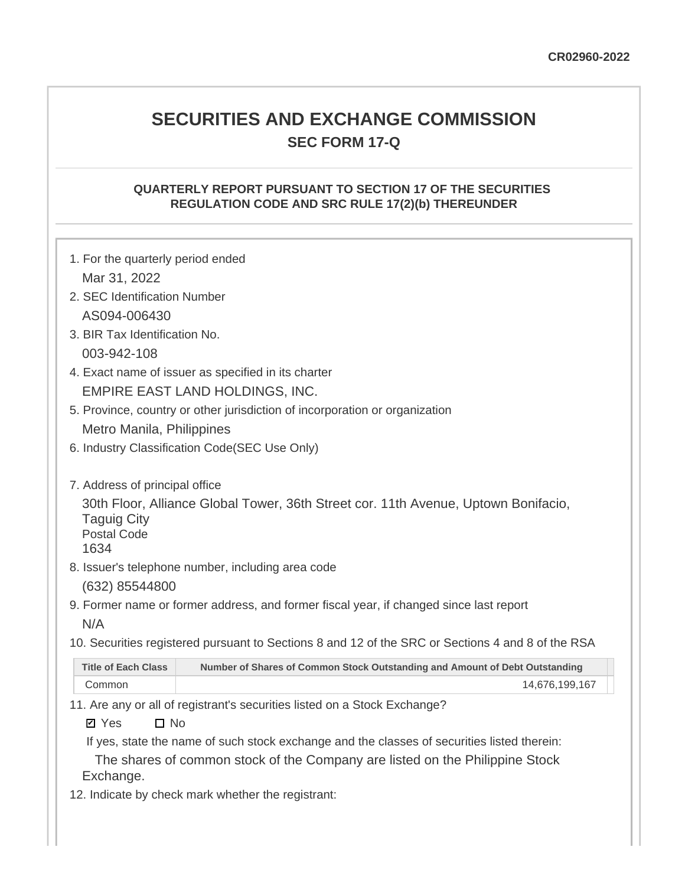CR02960-2022

# SECURITIES AND EXCHANGE COMMISSION

## SEC FORM 17-Q

### QUARTERLY REPORT PURSUANT TO SECTION 17 OF THE SECURITIES REGULATION CODE AND SRC RULE 17(2)(b) THEREUNDER

1. For the quarterly period ended

   Mar 31, 2022

2. SEC Identification Number

   AS094-006430

3. BIR Tax Identification No.

   003-942-108

4. Exact name of issuer as specified in its charter

   EMPIRE EAST LAND HOLDINGS, INC.

5. Province, country or other jurisdiction of incorporation or organization

   Metro Manila, Philippines

6. Industry Classification Code(SEC Use Only)

7. Address of principal office

   30th Floor, Alliance Global Tower, 36th Street cor. 11th Avenue, Uptown Bonifacio, Taguig City
   Postal Code
   1634

8. Issuer's telephone number, including area code

   (632) 85544800

9. Former name or former address, and former fiscal year, if changed since last report

   N/A

10. Securities registered pursuant to Sections 8 and 12 of the SRC or Sections 4 and 8 of the RSA

| Title of Each Class | Number of Shares of Common Stock Outstanding and Amount of Debt Outstanding |
|---|---|
| Common | 14,676,199,167 |

11. Are any or all of registrant's securities listed on a Stock Exchange?

   ☑ Yes ☐ No

   If yes, state the name of such stock exchange and the classes of securities listed therein:

   The shares of common stock of the Company are listed on the Philippine Stock Exchange.

12. Indicate by check mark whether the registrant: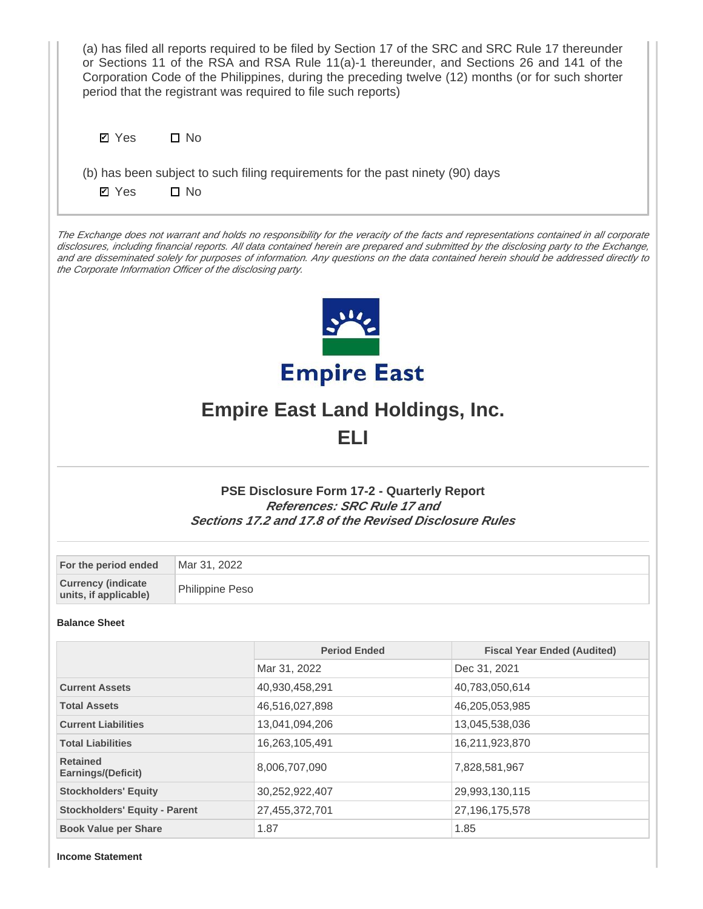(a) has filed all reports required to be filed by Section 17 of the SRC and SRC Rule 17 thereunder or Sections 11 of the RSA and RSA Rule 11(a)-1 thereunder, and Sections 26 and 141 of the Corporation Code of the Philippines, during the preceding twelve (12) months (or for such shorter period that the registrant was required to file such reports)

☑ Yes ☐ No

(b) has been subject to such filing requirements for the past ninety (90) days

☑ Yes ☐ No

*The Exchange does not warrant and holds no responsibility for the veracity of the facts and representations contained in all corporate disclosures, including financial reports. All data contained herein are prepared and submitted by the disclosing party to the Exchange, and are disseminated solely for purposes of information. Any questions on the data contained herein should be addressed directly to the Corporate Information Officer of the disclosing party.*

Empire East

# Empire East Land Holdings, Inc.

# ELI

### PSE Disclosure Form 17-2 - Quarterly Report

***References: SRC Rule 17 and***
***Sections 17.2 and 17.8 of the Revised Disclosure Rules***

| | |
|---|---|
| **For the period ended** | Mar 31, 2022 |
| **Currency (indicate units, if applicable)** | Philippine Peso |

**Balance Sheet**

| | Period Ended | Fiscal Year Ended (Audited) |
|---|---|---|
| | Mar 31, 2022 | Dec 31, 2021 |
| **Current Assets** | 40,930,458,291 | 40,783,050,614 |
| **Total Assets** | 46,516,027,898 | 46,205,053,985 |
| **Current Liabilities** | 13,041,094,206 | 13,045,538,036 |
| **Total Liabilities** | 16,263,105,491 | 16,211,923,870 |
| **Retained Earnings/(Deficit)** | 8,006,707,090 | 7,828,581,967 |
| **Stockholders' Equity** | 30,252,922,407 | 29,993,130,115 |
| **Stockholders' Equity - Parent** | 27,455,372,701 | 27,196,175,578 |
| **Book Value per Share** | 1.87 | 1.85 |

**Income Statement**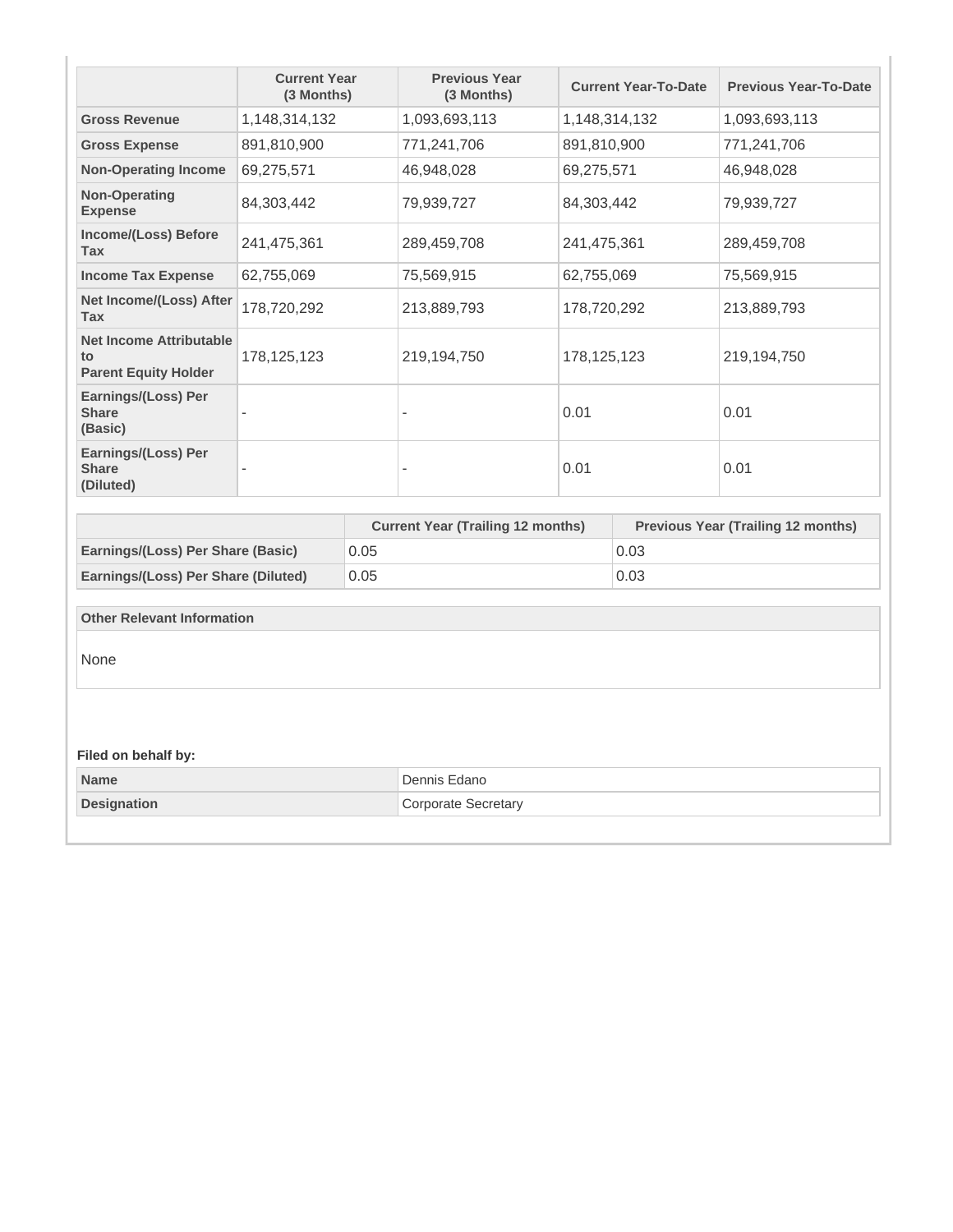| | Current Year (3 Months) | Previous Year (3 Months) | Current Year-To-Date | Previous Year-To-Date |
|---|---|---|---|---|
| **Gross Revenue** | 1,148,314,132 | 1,093,693,113 | 1,148,314,132 | 1,093,693,113 |
| **Gross Expense** | 891,810,900 | 771,241,706 | 891,810,900 | 771,241,706 |
| **Non-Operating Income** | 69,275,571 | 46,948,028 | 69,275,571 | 46,948,028 |
| **Non-Operating Expense** | 84,303,442 | 79,939,727 | 84,303,442 | 79,939,727 |
| **Income/(Loss) Before Tax** | 241,475,361 | 289,459,708 | 241,475,361 | 289,459,708 |
| **Income Tax Expense** | 62,755,069 | 75,569,915 | 62,755,069 | 75,569,915 |
| **Net Income/(Loss) After Tax** | 178,720,292 | 213,889,793 | 178,720,292 | 213,889,793 |
| **Net Income Attributable to Parent Equity Holder** | 178,125,123 | 219,194,750 | 178,125,123 | 219,194,750 |
| **Earnings/(Loss) Per Share (Basic)** | - | - | 0.01 | 0.01 |
| **Earnings/(Loss) Per Share (Diluted)** | - | - | 0.01 | 0.01 |

| | Current Year (Trailing 12 months) | Previous Year (Trailing 12 months) |
|---|---|---|
| **Earnings/(Loss) Per Share (Basic)** | 0.05 | 0.03 |
| **Earnings/(Loss) Per Share (Diluted)** | 0.05 | 0.03 |

**Other Relevant Information**

None

**Filed on behalf by:**

| | |
|---|---|
| **Name** | Dennis Edano |
| **Designation** | Corporate Secretary |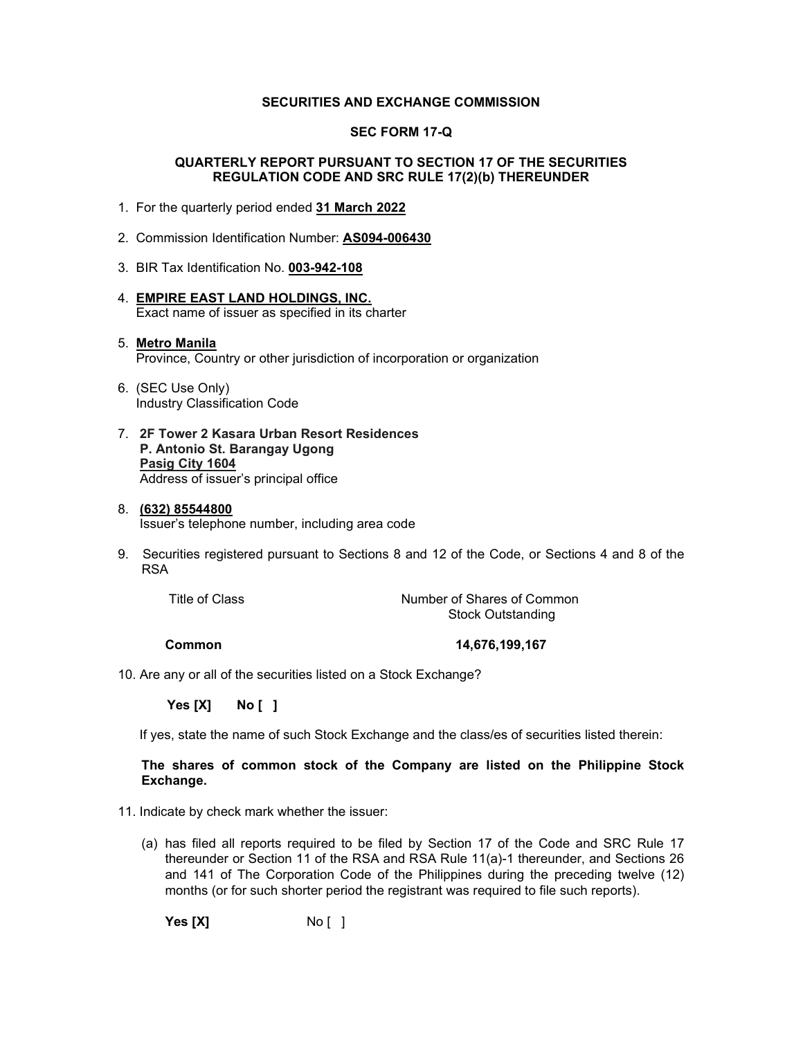**SECURITIES AND EXCHANGE COMMISSION**

**SEC FORM 17-Q**

**QUARTERLY REPORT PURSUANT TO SECTION 17 OF THE SECURITIES REGULATION CODE AND SRC RULE 17(2)(b) THEREUNDER**

1. For the quarterly period ended **31 March 2022**

2. Commission Identification Number: **AS094-006430**

3. BIR Tax Identification No. **003-942-108**

4. **EMPIRE EAST LAND HOLDINGS, INC.**
   Exact name of issuer as specified in its charter

5. **Metro Manila**
   Province, Country or other jurisdiction of incorporation or organization

6. (SEC Use Only)
   Industry Classification Code

7. **2F Tower 2 Kasara Urban Resort Residences**
   **P. Antonio St. Barangay Ugong**
   **Pasig City 1604**
   Address of issuer's principal office

8. **(632) 85544800**
   Issuer's telephone number, including area code

9. Securities registered pursuant to Sections 8 and 12 of the Code, or Sections 4 and 8 of the RSA

| Title of Class | Number of Shares of Common Stock Outstanding |
|---|---|
| **Common** | **14,676,199,167** |

10. Are any or all of the securities listed on a Stock Exchange?

    **Yes [X]**  **No [ ]**

    If yes, state the name of such Stock Exchange and the class/es of securities listed therein:

    **The shares of common stock of the Company are listed on the Philippine Stock Exchange.**

11. Indicate by check mark whether the issuer:

    (a) has filed all reports required to be filed by Section 17 of the Code and SRC Rule 17 thereunder or Section 11 of the RSA and RSA Rule 11(a)-1 thereunder, and Sections 26 and 141 of The Corporation Code of the Philippines during the preceding twelve (12) months (or for such shorter period the registrant was required to file such reports).

    **Yes [X]**  No [ ]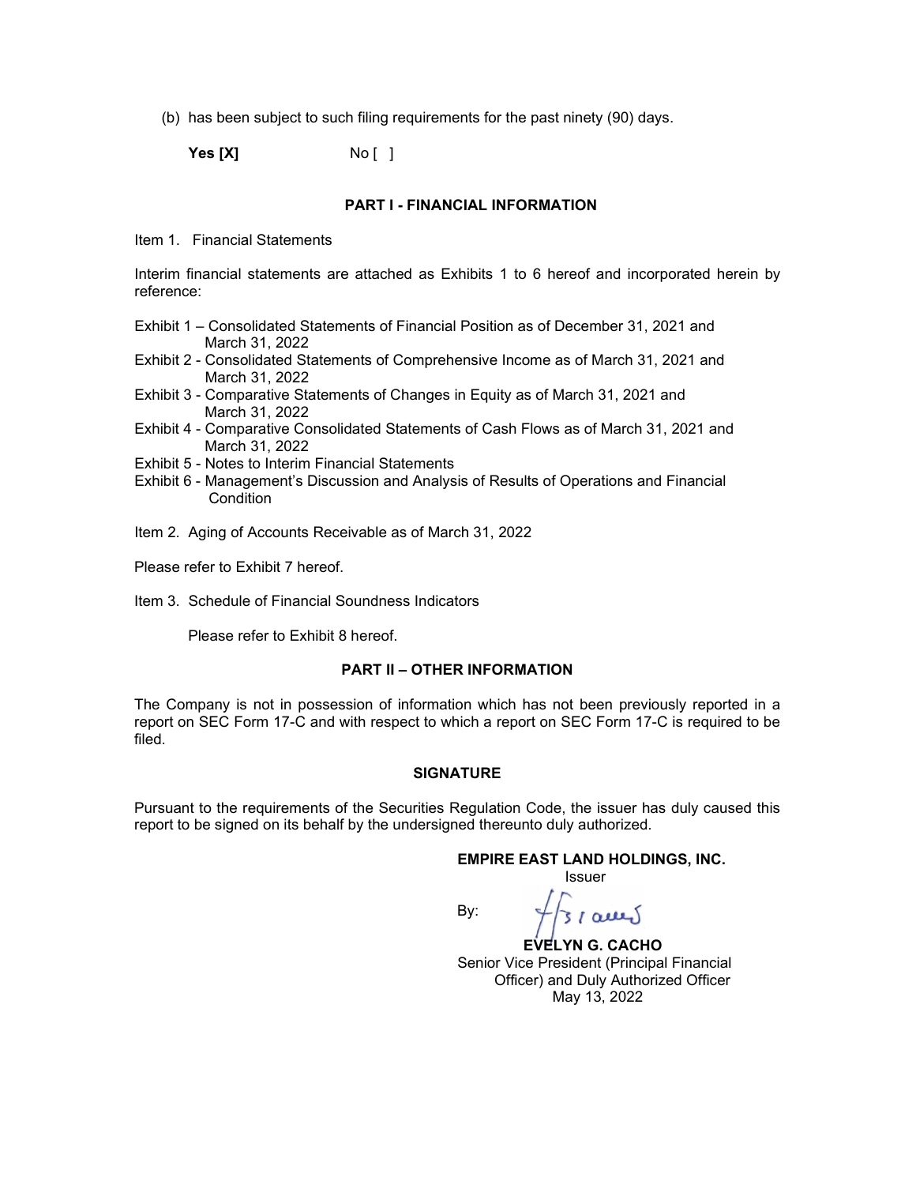(b) has been subject to such filing requirements for the past ninety (90) days.

**Yes [X]** No [ ]

## PART I - FINANCIAL INFORMATION

Item 1. Financial Statements

Interim financial statements are attached as Exhibits 1 to 6 hereof and incorporated herein by reference:

Exhibit 1 – Consolidated Statements of Financial Position as of December 31, 2021 and March 31, 2022
Exhibit 2 - Consolidated Statements of Comprehensive Income as of March 31, 2021 and March 31, 2022
Exhibit 3 - Comparative Statements of Changes in Equity as of March 31, 2021 and March 31, 2022
Exhibit 4 - Comparative Consolidated Statements of Cash Flows as of March 31, 2021 and March 31, 2022
Exhibit 5 - Notes to Interim Financial Statements
Exhibit 6 - Management's Discussion and Analysis of Results of Operations and Financial Condition

Item 2. Aging of Accounts Receivable as of March 31, 2022

Please refer to Exhibit 7 hereof.

Item 3. Schedule of Financial Soundness Indicators

Please refer to Exhibit 8 hereof.

## PART II – OTHER INFORMATION

The Company is not in possession of information which has not been previously reported in a report on SEC Form 17-C and with respect to which a report on SEC Form 17-C is required to be filed.

## SIGNATURE

Pursuant to the requirements of the Securities Regulation Code, the issuer has duly caused this report to be signed on its behalf by the undersigned thereunto duly authorized.

**EMPIRE EAST LAND HOLDINGS, INC.**
Issuer

By:

**EVELYN G. CACHO**
Senior Vice President (Principal Financial Officer) and Duly Authorized Officer
May 13, 2022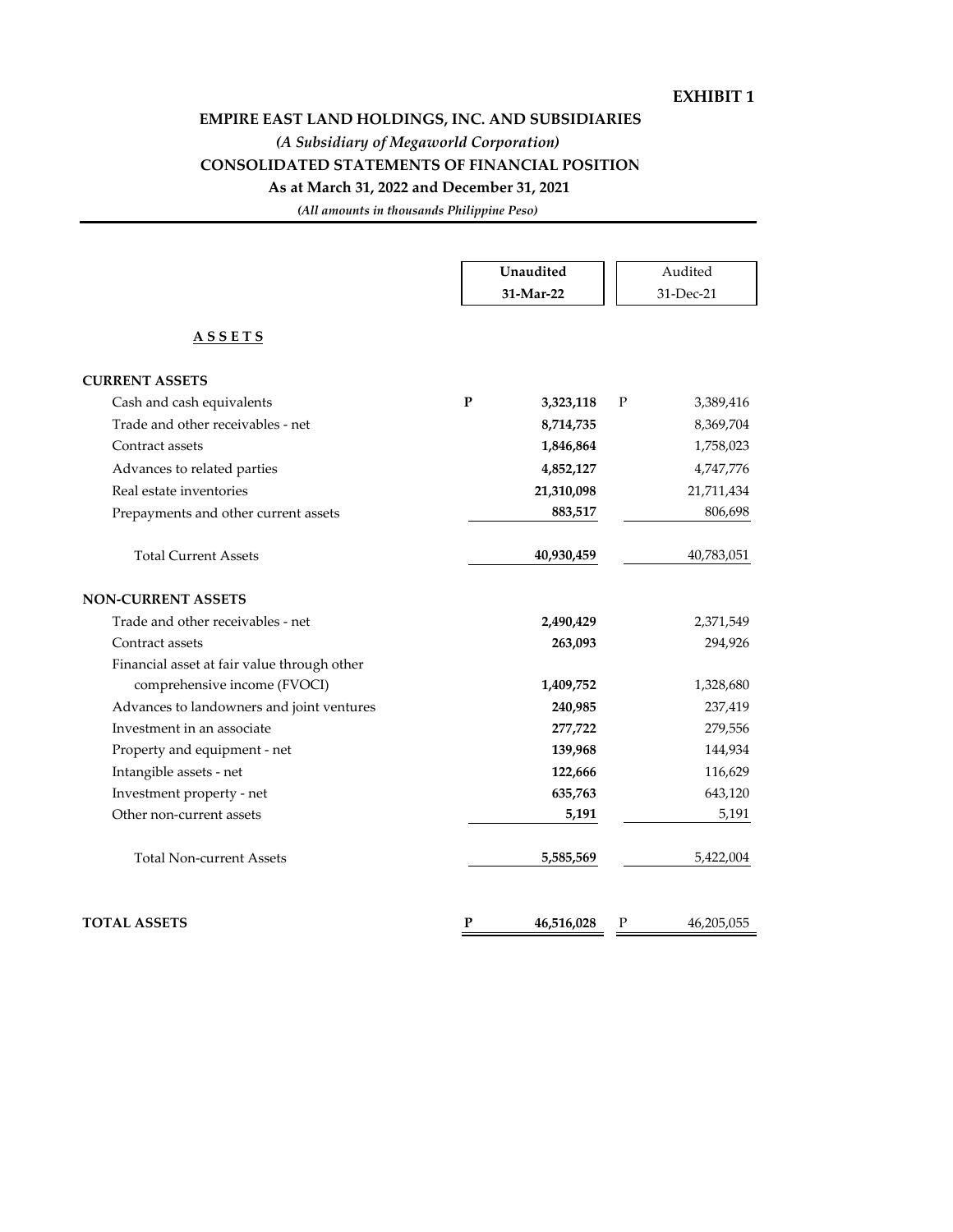**EXHIBIT 1**

# EMPIRE EAST LAND HOLDINGS, INC. AND SUBSIDIARIES

*(A Subsidiary of Megaworld Corporation)*

## CONSOLIDATED STATEMENTS OF FINANCIAL POSITION

### As at March 31, 2022 and December 31, 2021

*(All amounts in thousands Philippine Peso)*

| | | Unaudited 31-Mar-22 | | Audited 31-Dec-21 |
|---|---|---|---|---|
| **A S S E T S** | | | | |
| **CURRENT ASSETS** | | | | |
| Cash and cash equivalents | **P** | **3,323,118** | P | 3,389,416 |
| Trade and other receivables - net | | **8,714,735** | | 8,369,704 |
| Contract assets | | **1,846,864** | | 1,758,023 |
| Advances to related parties | | **4,852,127** | | 4,747,776 |
| Real estate inventories | | **21,310,098** | | 21,711,434 |
| Prepayments and other current assets | | **883,517** | | 806,698 |
| Total Current Assets | | **40,930,459** | | 40,783,051 |
| **NON-CURRENT ASSETS** | | | | |
| Trade and other receivables - net | | **2,490,429** | | 2,371,549 |
| Contract assets | | **263,093** | | 294,926 |
| Financial asset at fair value through other comprehensive income (FVOCI) | | **1,409,752** | | 1,328,680 |
| Advances to landowners and joint ventures | | **240,985** | | 237,419 |
| Investment in an associate | | **277,722** | | 279,556 |
| Property and equipment - net | | **139,968** | | 144,934 |
| Intangible assets - net | | **122,666** | | 116,629 |
| Investment property - net | | **635,763** | | 643,120 |
| Other non-current assets | | **5,191** | | 5,191 |
| Total Non-current Assets | | **5,585,569** | | 5,422,004 |
| **TOTAL ASSETS** | **P** | **46,516,028** | P | 46,205,055 |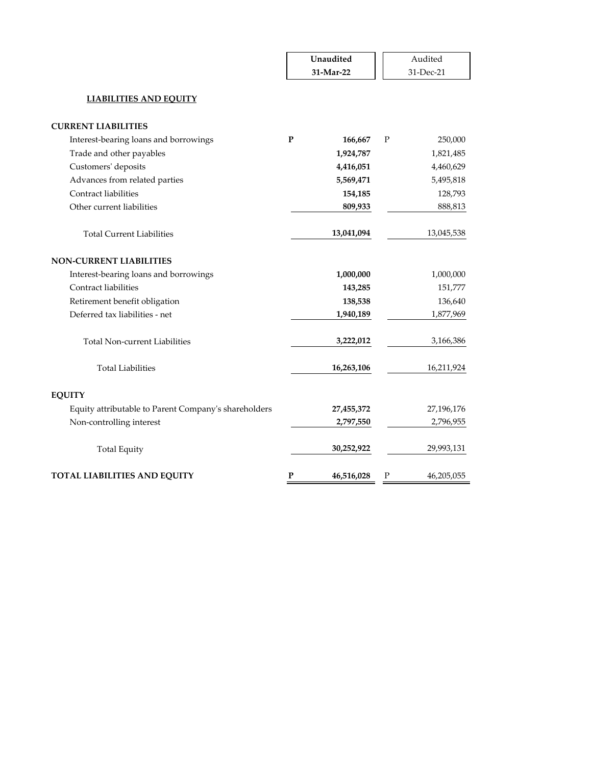| | Unaudited<br>31-Mar-22 | Audited<br>31-Dec-21 |
|---|---|---|
| **LIABILITIES AND EQUITY** | | |
| **CURRENT LIABILITIES** | | |
| Interest-bearing loans and borrowings | **P 166,667** | P 250,000 |
| Trade and other payables | **1,924,787** | 1,821,485 |
| Customers' deposits | **4,416,051** | 4,460,629 |
| Advances from related parties | **5,569,471** | 5,495,818 |
| Contract liabilities | **154,185** | 128,793 |
| Other current liabilities | **809,933** | 888,813 |
| Total Current Liabilities | **13,041,094** | 13,045,538 |
| **NON-CURRENT LIABILITIES** | | |
| Interest-bearing loans and borrowings | **1,000,000** | 1,000,000 |
| Contract liabilities | **143,285** | 151,777 |
| Retirement benefit obligation | **138,538** | 136,640 |
| Deferred tax liabilities - net | **1,940,189** | 1,877,969 |
| Total Non-current Liabilities | **3,222,012** | 3,166,386 |
| Total Liabilities | **16,263,106** | 16,211,924 |
| **EQUITY** | | |
| Equity attributable to Parent Company's shareholders | **27,455,372** | 27,196,176 |
| Non-controlling interest | **2,797,550** | 2,796,955 |
| Total Equity | **30,252,922** | 29,993,131 |
| **TOTAL LIABILITIES AND EQUITY** | **P 46,516,028** | P 46,205,055 |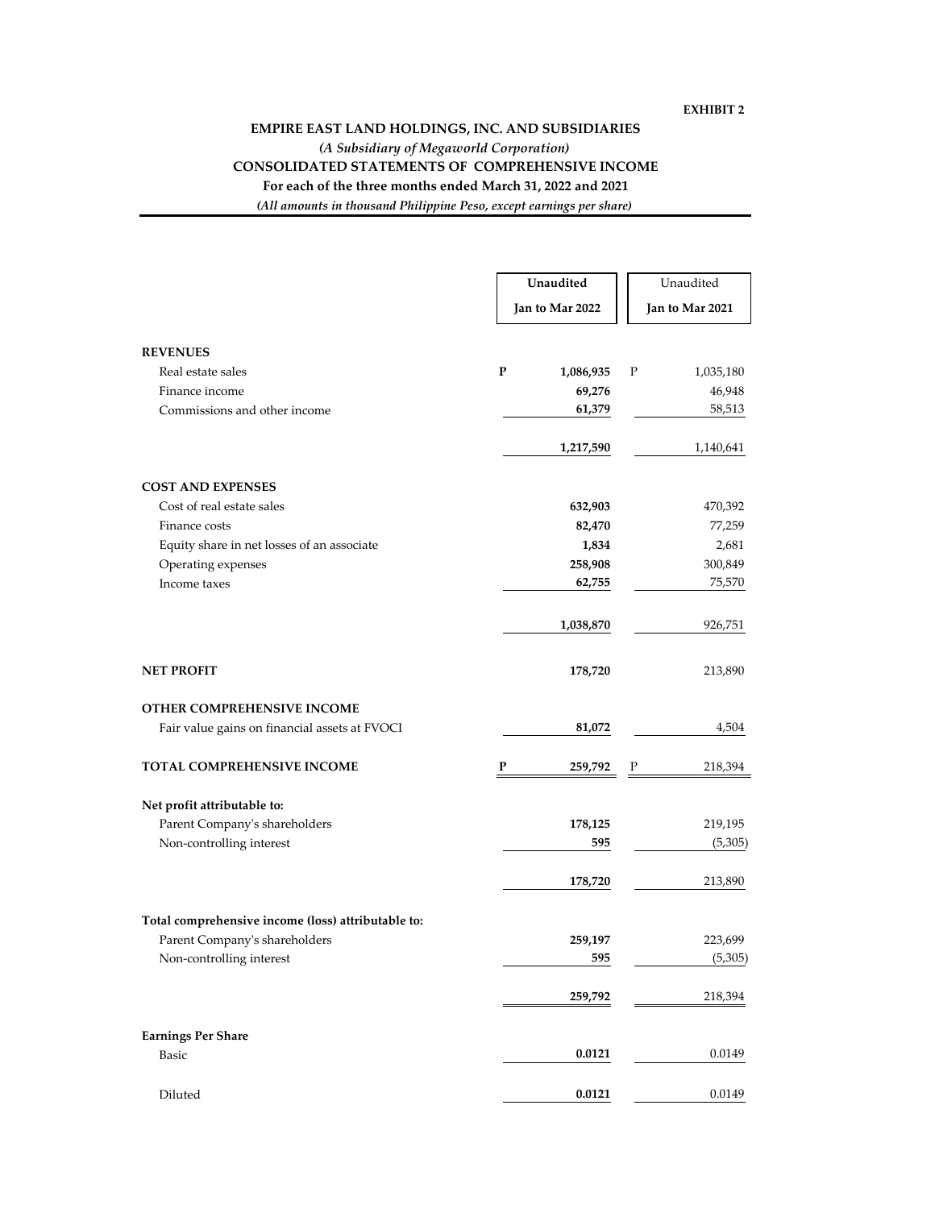EXHIBIT 2

# EMPIRE EAST LAND HOLDINGS, INC. AND SUBSIDIARIES

*(A Subsidiary of Megaworld Corporation)*

**CONSOLIDATED STATEMENTS OF COMPREHENSIVE INCOME**

**For each of the three months ended March 31, 2022 and 2021**

*(All amounts in thousand Philippine Peso, except earnings per share)*

| | Unaudited Jan to Mar 2022 | Unaudited Jan to Mar 2021 |
|---|---|---|
| **REVENUES** | | |
| Real estate sales | P 1,086,935 | P 1,035,180 |
| Finance income | 69,276 | 46,948 |
| Commissions and other income | 61,379 | 58,513 |
| | 1,217,590 | 1,140,641 |
| **COST AND EXPENSES** | | |
| Cost of real estate sales | 632,903 | 470,392 |
| Finance costs | 82,470 | 77,259 |
| Equity share in net losses of an associate | 1,834 | 2,681 |
| Operating expenses | 258,908 | 300,849 |
| Income taxes | 62,755 | 75,570 |
| | 1,038,870 | 926,751 |
| **NET PROFIT** | 178,720 | 213,890 |
| **OTHER COMPREHENSIVE INCOME** | | |
| Fair value gains on financial assets at FVOCI | 81,072 | 4,504 |
| **TOTAL COMPREHENSIVE INCOME** | P 259,792 | P 218,394 |
| **Net profit attributable to:** | | |
| Parent Company's shareholders | 178,125 | 219,195 |
| Non-controlling interest | 595 | (5,305) |
| | 178,720 | 213,890 |
| **Total comprehensive income (loss) attributable to:** | | |
| Parent Company's shareholders | 259,197 | 223,699 |
| Non-controlling interest | 595 | (5,305) |
| | 259,792 | 218,394 |
| **Earnings Per Share** | | |
| Basic | 0.0121 | 0.0149 |
| Diluted | 0.0121 | 0.0149 |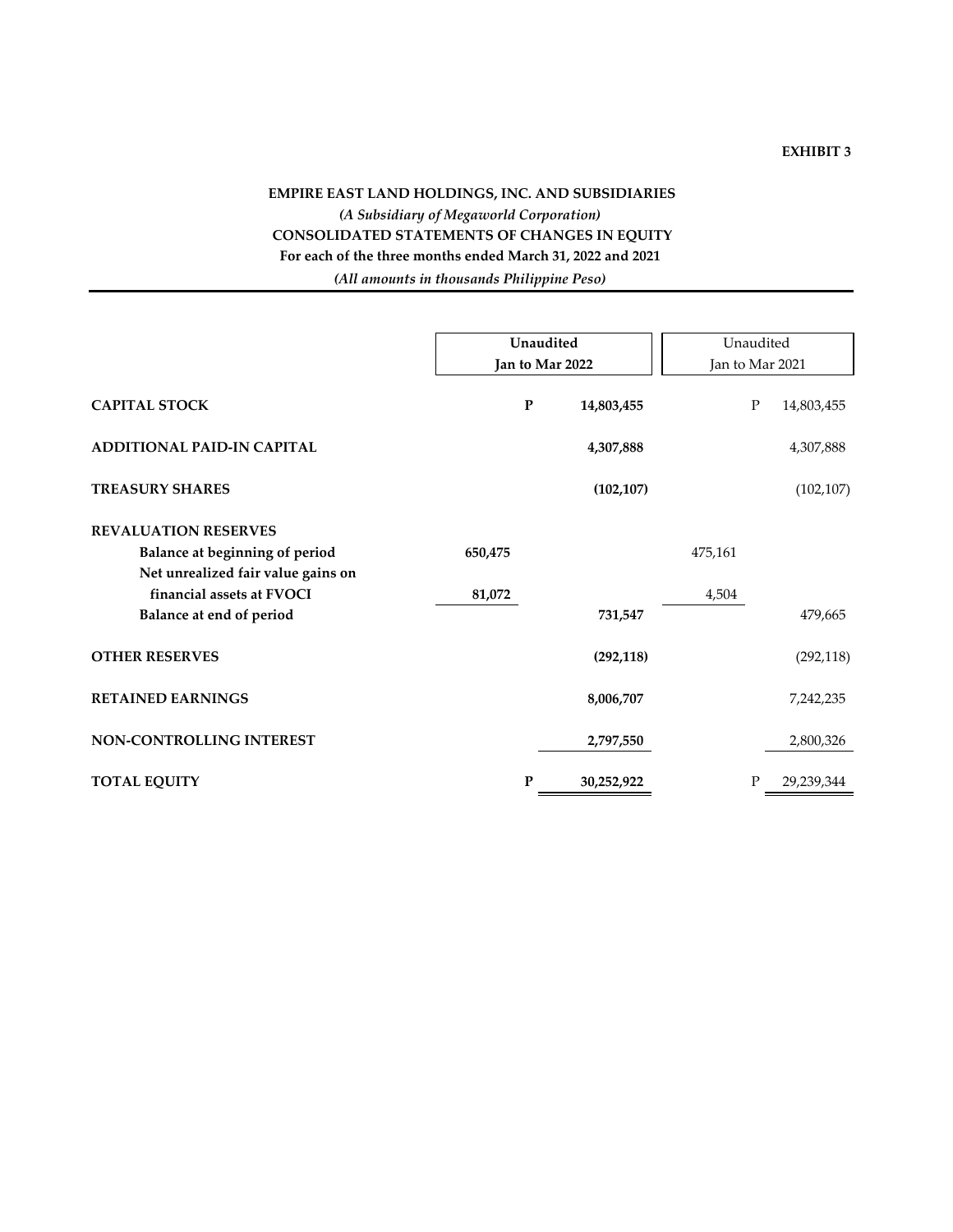**EXHIBIT 3**

**EMPIRE EAST LAND HOLDINGS, INC. AND SUBSIDIARIES**

***(A Subsidiary of Megaworld Corporation)***

**CONSOLIDATED STATEMENTS OF CHANGES IN EQUITY**

**For each of the three months ended March 31, 2022 and 2021**

***(All amounts in thousands Philippine Peso)***

| | **Unaudited Jan to Mar 2022** | | Unaudited Jan to Mar 2021 | |
|---|---|---|---|---|
| **CAPITAL STOCK** | | **P 14,803,455** | | P 14,803,455 |
| **ADDITIONAL PAID-IN CAPITAL** | | **4,307,888** | | 4,307,888 |
| **TREASURY SHARES** | | **(102,107)** | | (102,107) |
| **REVALUATION RESERVES** | | | | |
| **Balance at beginning of period** | **650,475** | | 475,161 | |
| **Net unrealized fair value gains on financial assets at FVOCI** | **81,072** | | 4,504 | |
| **Balance at end of period** | | **731,547** | | 479,665 |
| **OTHER RESERVES** | | **(292,118)** | | (292,118) |
| **RETAINED EARNINGS** | | **8,006,707** | | 7,242,235 |
| **NON-CONTROLLING INTEREST** | | **2,797,550** | | 2,800,326 |
| **TOTAL EQUITY** | | **P 30,252,922** | | P 29,239,344 |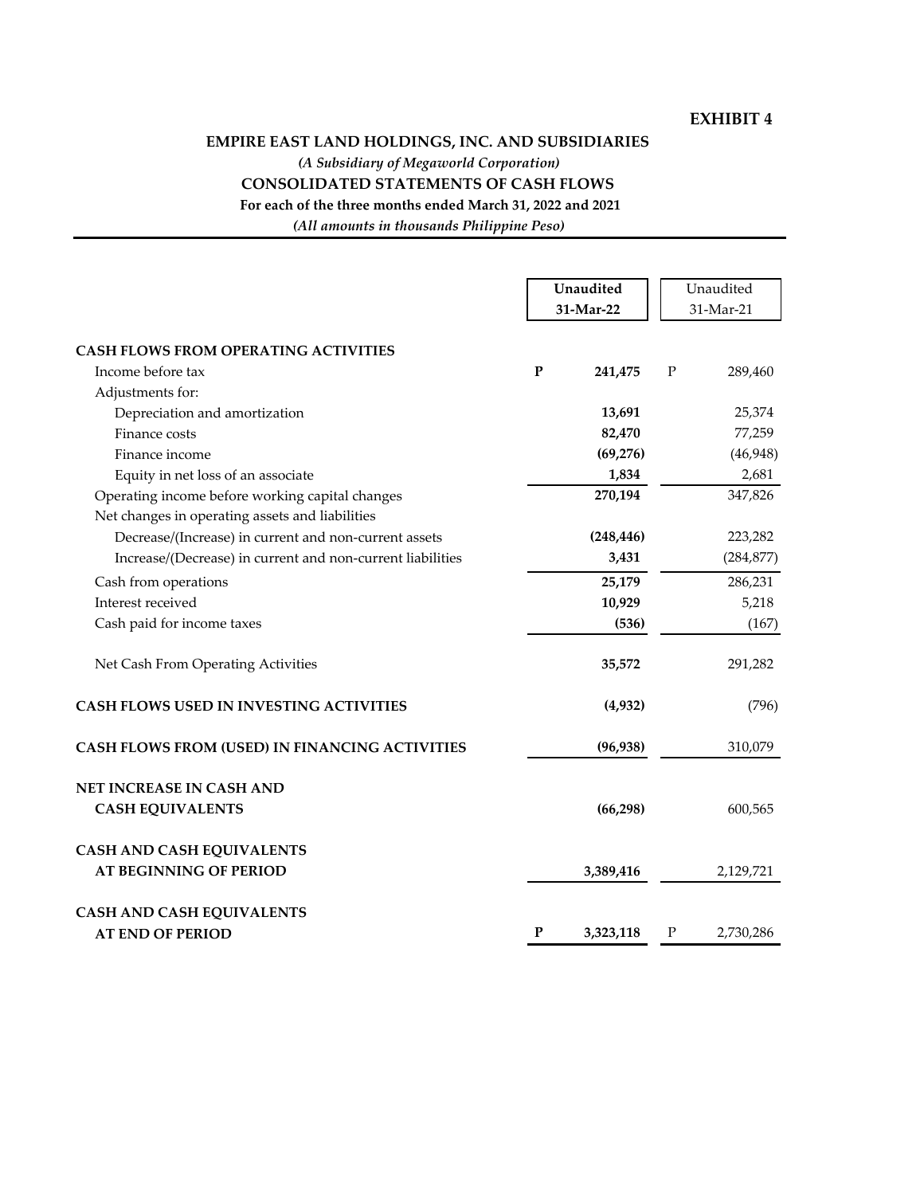**EXHIBIT 4**

**EMPIRE EAST LAND HOLDINGS, INC. AND SUBSIDIARIES**

***(A Subsidiary of Megaworld Corporation)***

**CONSOLIDATED STATEMENTS OF CASH FLOWS**

**For each of the three months ended March 31, 2022 and 2021**

***(All amounts in thousands Philippine Peso)***

| | | **Unaudited 31-Mar-22** | | Unaudited 31-Mar-21 |
|---|---|---|---|---|
| **CASH FLOWS FROM OPERATING ACTIVITIES** | | | | |
| Income before tax | **P** | **241,475** | P | 289,460 |
| Adjustments for: | | | | |
| Depreciation and amortization | | **13,691** | | 25,374 |
| Finance costs | | **82,470** | | 77,259 |
| Finance income | | **(69,276)** | | (46,948) |
| Equity in net loss of an associate | | **1,834** | | 2,681 |
| Operating income before working capital changes | | **270,194** | | 347,826 |
| Net changes in operating assets and liabilities | | | | |
| Decrease/(Increase) in current and non-current assets | | **(248,446)** | | 223,282 |
| Increase/(Decrease) in current and non-current liabilities | | **3,431** | | (284,877) |
| Cash from operations | | **25,179** | | 286,231 |
| Interest received | | **10,929** | | 5,218 |
| Cash paid for income taxes | | **(536)** | | (167) |
| Net Cash From Operating Activities | | **35,572** | | 291,282 |
| **CASH FLOWS USED IN INVESTING ACTIVITIES** | | **(4,932)** | | (796) |
| **CASH FLOWS FROM (USED) IN FINANCING ACTIVITIES** | | **(96,938)** | | 310,079 |
| **NET INCREASE IN CASH AND CASH EQUIVALENTS** | | **(66,298)** | | 600,565 |
| **CASH AND CASH EQUIVALENTS AT BEGINNING OF PERIOD** | | **3,389,416** | | 2,129,721 |
| **CASH AND CASH EQUIVALENTS AT END OF PERIOD** | **P** | **3,323,118** | P | 2,730,286 |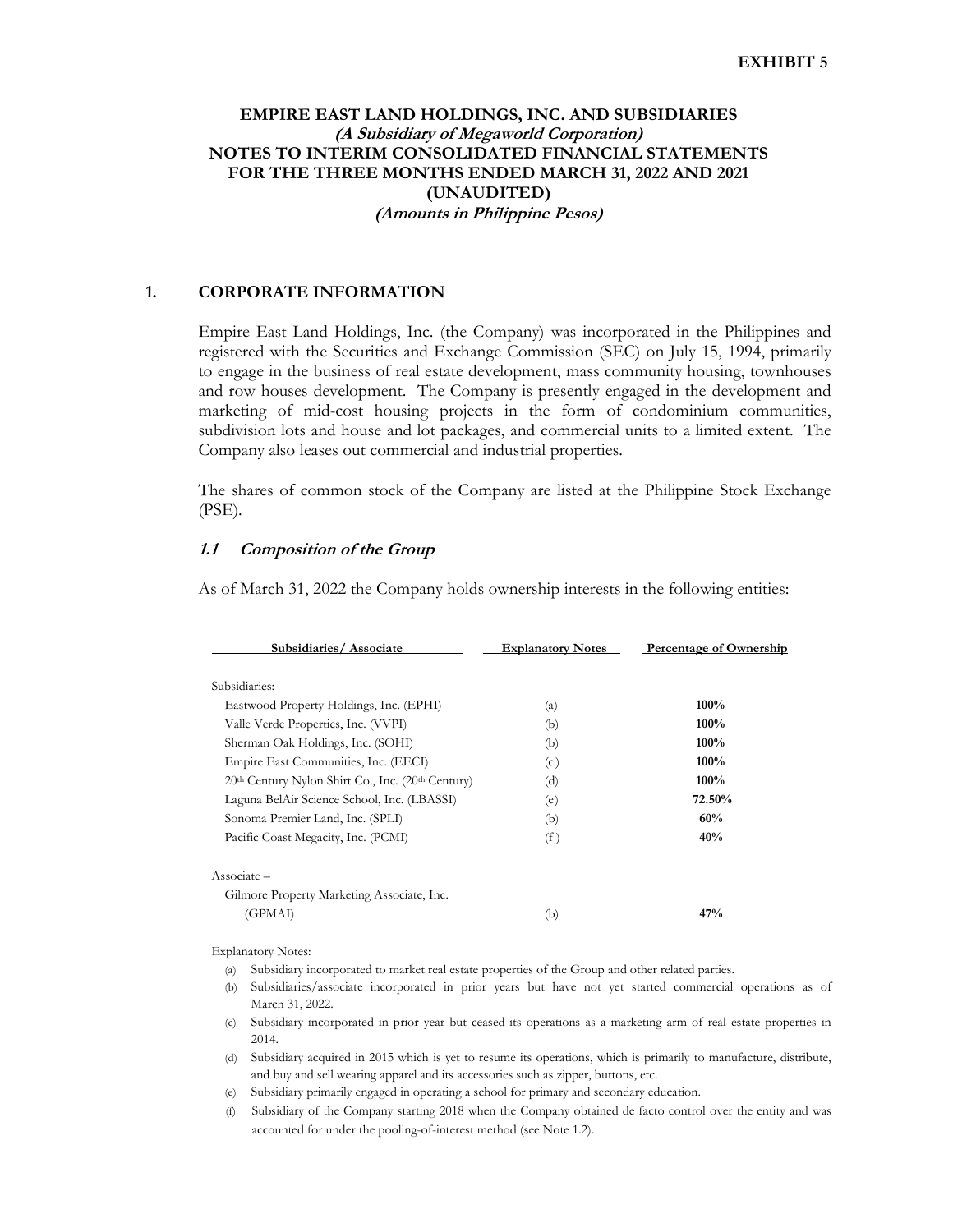**EXHIBIT 5**

# EMPIRE EAST LAND HOLDINGS, INC. AND SUBSIDIARIES
***(A Subsidiary of Megaworld Corporation)***
**NOTES TO INTERIM CONSOLIDATED FINANCIAL STATEMENTS**
**FOR THE THREE MONTHS ENDED MARCH 31, 2022 AND 2021**
**(UNAUDITED)**
***(Amounts in Philippine Pesos)***

## 1. CORPORATE INFORMATION

Empire East Land Holdings, Inc. (the Company) was incorporated in the Philippines and registered with the Securities and Exchange Commission (SEC) on July 15, 1994, primarily to engage in the business of real estate development, mass community housing, townhouses and row houses development. The Company is presently engaged in the development and marketing of mid-cost housing projects in the form of condominium communities, subdivision lots and house and lot packages, and commercial units to a limited extent. The Company also leases out commercial and industrial properties.

The shares of common stock of the Company are listed at the Philippine Stock Exchange (PSE).

### *1.1 Composition of the Group*

As of March 31, 2022 the Company holds ownership interests in the following entities:

| Subsidiaries/ Associate | Explanatory Notes | Percentage of Ownership |
|---|---|---|
| Subsidiaries: | | |
| Eastwood Property Holdings, Inc. (EPHI) | (a) | **100%** |
| Valle Verde Properties, Inc. (VVPI) | (b) | **100%** |
| Sherman Oak Holdings, Inc. (SOHI) | (b) | **100%** |
| Empire East Communities, Inc. (EECI) | (c) | **100%** |
| 20th Century Nylon Shirt Co., Inc. (20th Century) | (d) | **100%** |
| Laguna BelAir Science School, Inc. (LBASSI) | (e) | **72.50%** |
| Sonoma Premier Land, Inc. (SPLI) | (b) | **60%** |
| Pacific Coast Megacity, Inc. (PCMI) | (f) | **40%** |
| Associate – | | |
| Gilmore Property Marketing Associate, Inc. (GPMAI) | (b) | **47%** |

Explanatory Notes:

(a) Subsidiary incorporated to market real estate properties of the Group and other related parties.

(b) Subsidiaries/associate incorporated in prior years but have not yet started commercial operations as of March 31, 2022.

(c) Subsidiary incorporated in prior year but ceased its operations as a marketing arm of real estate properties in 2014.

(d) Subsidiary acquired in 2015 which is yet to resume its operations, which is primarily to manufacture, distribute, and buy and sell wearing apparel and its accessories such as zipper, buttons, etc.

(e) Subsidiary primarily engaged in operating a school for primary and secondary education.

(f) Subsidiary of the Company starting 2018 when the Company obtained de facto control over the entity and was accounted for under the pooling-of-interest method (see Note 1.2).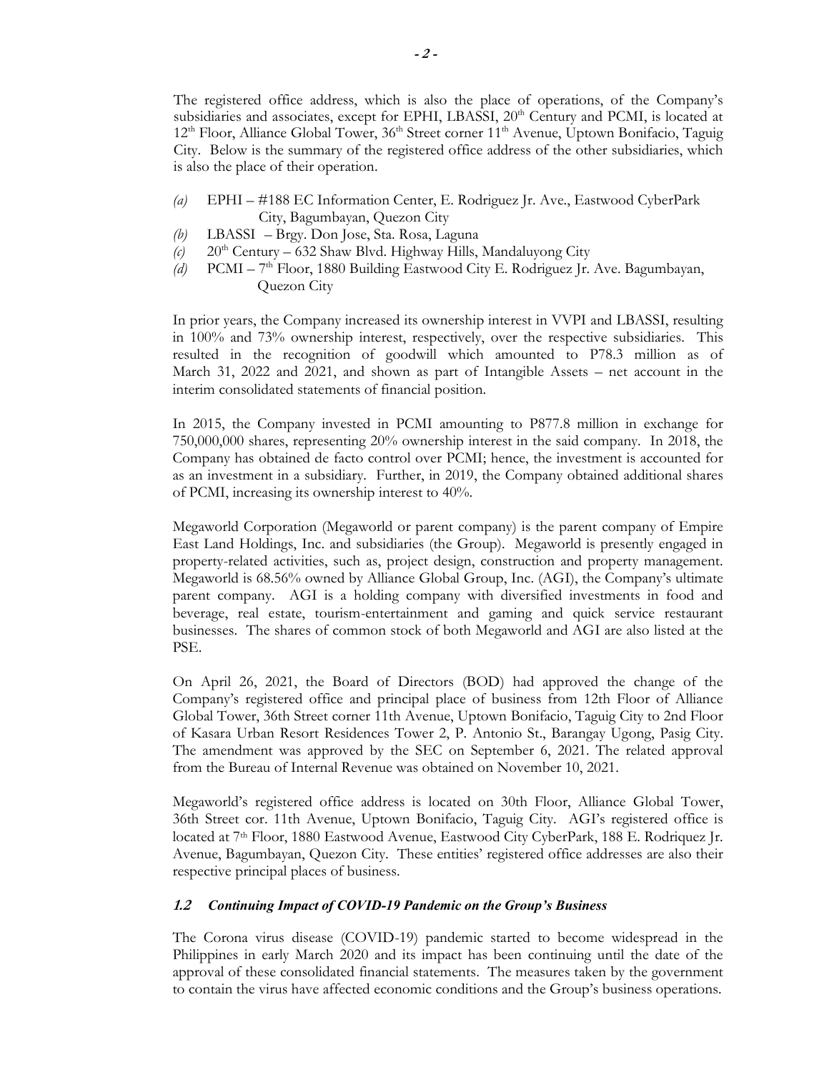The registered office address, which is also the place of operations, of the Company's subsidiaries and associates, except for EPHI, LBASSI, 20th Century and PCMI, is located at 12th Floor, Alliance Global Tower, 36th Street corner 11th Avenue, Uptown Bonifacio, Taguig City. Below is the summary of the registered office address of the other subsidiaries, which is also the place of their operation.

*(a)* EPHI – #188 EC Information Center, E. Rodriguez Jr. Ave., Eastwood CyberPark City, Bagumbayan, Quezon City

*(b)* LBASSI – Brgy. Don Jose, Sta. Rosa, Laguna

*(c)* 20th Century – 632 Shaw Blvd. Highway Hills, Mandaluyong City

*(d)* PCMI – 7th Floor, 1880 Building Eastwood City E. Rodriguez Jr. Ave. Bagumbayan, Quezon City

In prior years, the Company increased its ownership interest in VVPI and LBASSI, resulting in 100% and 73% ownership interest, respectively, over the respective subsidiaries. This resulted in the recognition of goodwill which amounted to P78.3 million as of March 31, 2022 and 2021, and shown as part of Intangible Assets – net account in the interim consolidated statements of financial position.

In 2015, the Company invested in PCMI amounting to P877.8 million in exchange for 750,000,000 shares, representing 20% ownership interest in the said company. In 2018, the Company has obtained de facto control over PCMI; hence, the investment is accounted for as an investment in a subsidiary. Further, in 2019, the Company obtained additional shares of PCMI, increasing its ownership interest to 40%.

Megaworld Corporation (Megaworld or parent company) is the parent company of Empire East Land Holdings, Inc. and subsidiaries (the Group). Megaworld is presently engaged in property-related activities, such as, project design, construction and property management. Megaworld is 68.56% owned by Alliance Global Group, Inc. (AGI), the Company's ultimate parent company. AGI is a holding company with diversified investments in food and beverage, real estate, tourism-entertainment and gaming and quick service restaurant businesses. The shares of common stock of both Megaworld and AGI are also listed at the PSE.

On April 26, 2021, the Board of Directors (BOD) had approved the change of the Company's registered office and principal place of business from 12th Floor of Alliance Global Tower, 36th Street corner 11th Avenue, Uptown Bonifacio, Taguig City to 2nd Floor of Kasara Urban Resort Residences Tower 2, P. Antonio St., Barangay Ugong, Pasig City. The amendment was approved by the SEC on September 6, 2021. The related approval from the Bureau of Internal Revenue was obtained on November 10, 2021.

Megaworld's registered office address is located on 30th Floor, Alliance Global Tower, 36th Street cor. 11th Avenue, Uptown Bonifacio, Taguig City. AGI's registered office is located at 7th Floor, 1880 Eastwood Avenue, Eastwood City CyberPark, 188 E. Rodriquez Jr. Avenue, Bagumbayan, Quezon City. These entities' registered office addresses are also their respective principal places of business.

### *1.2 Continuing Impact of COVID-19 Pandemic on the Group's Business*

The Corona virus disease (COVID-19) pandemic started to become widespread in the Philippines in early March 2020 and its impact has been continuing until the date of the approval of these consolidated financial statements. The measures taken by the government to contain the virus have affected economic conditions and the Group's business operations.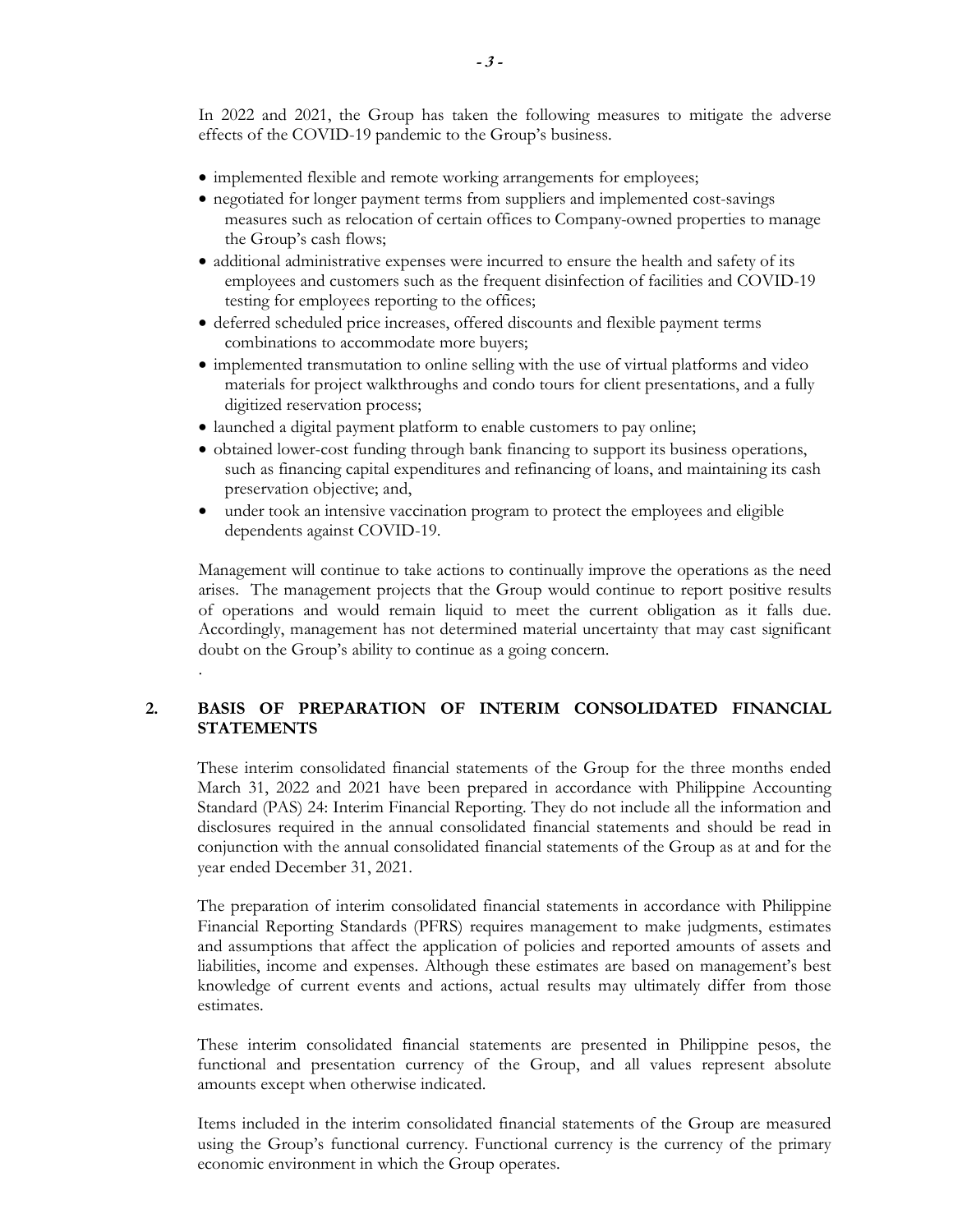In 2022 and 2021, the Group has taken the following measures to mitigate the adverse effects of the COVID-19 pandemic to the Group's business.

- implemented flexible and remote working arrangements for employees;
- negotiated for longer payment terms from suppliers and implemented cost-savings measures such as relocation of certain offices to Company-owned properties to manage the Group's cash flows;
- additional administrative expenses were incurred to ensure the health and safety of its employees and customers such as the frequent disinfection of facilities and COVID-19 testing for employees reporting to the offices;
- deferred scheduled price increases, offered discounts and flexible payment terms combinations to accommodate more buyers;
- implemented transmutation to online selling with the use of virtual platforms and video materials for project walkthroughs and condo tours for client presentations, and a fully digitized reservation process;
- launched a digital payment platform to enable customers to pay online;
- obtained lower-cost funding through bank financing to support its business operations, such as financing capital expenditures and refinancing of loans, and maintaining its cash preservation objective; and,
- under took an intensive vaccination program to protect the employees and eligible dependents against COVID-19.

Management will continue to take actions to continually improve the operations as the need arises. The management projects that the Group would continue to report positive results of operations and would remain liquid to meet the current obligation as it falls due. Accordingly, management has not determined material uncertainty that may cast significant doubt on the Group's ability to continue as a going concern.

.

## 2. BASIS OF PREPARATION OF INTERIM CONSOLIDATED FINANCIAL STATEMENTS

These interim consolidated financial statements of the Group for the three months ended March 31, 2022 and 2021 have been prepared in accordance with Philippine Accounting Standard (PAS) 24: Interim Financial Reporting. They do not include all the information and disclosures required in the annual consolidated financial statements and should be read in conjunction with the annual consolidated financial statements of the Group as at and for the year ended December 31, 2021.

The preparation of interim consolidated financial statements in accordance with Philippine Financial Reporting Standards (PFRS) requires management to make judgments, estimates and assumptions that affect the application of policies and reported amounts of assets and liabilities, income and expenses. Although these estimates are based on management's best knowledge of current events and actions, actual results may ultimately differ from those estimates.

These interim consolidated financial statements are presented in Philippine pesos, the functional and presentation currency of the Group, and all values represent absolute amounts except when otherwise indicated.

Items included in the interim consolidated financial statements of the Group are measured using the Group's functional currency. Functional currency is the currency of the primary economic environment in which the Group operates.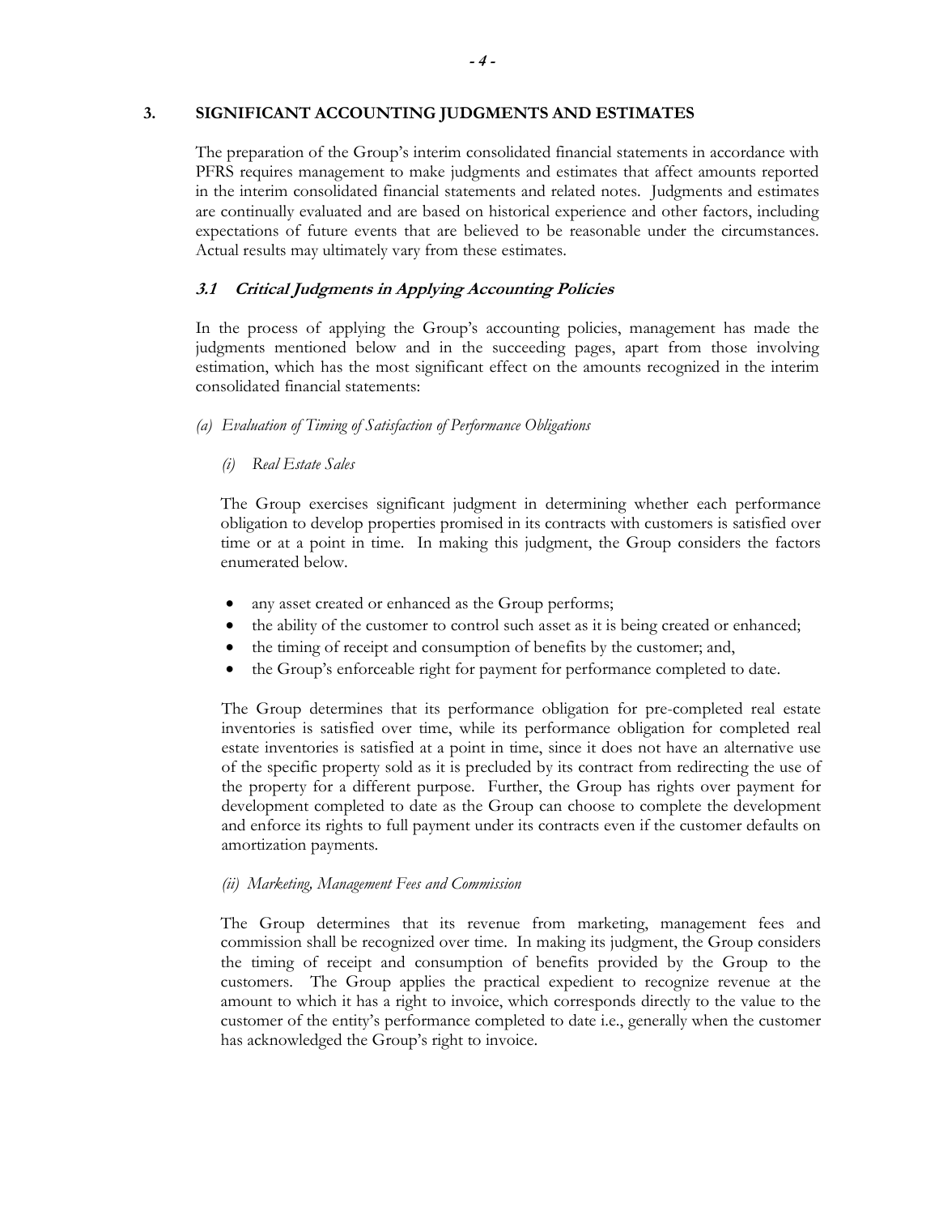## 3. SIGNIFICANT ACCOUNTING JUDGMENTS AND ESTIMATES

The preparation of the Group's interim consolidated financial statements in accordance with PFRS requires management to make judgments and estimates that affect amounts reported in the interim consolidated financial statements and related notes. Judgments and estimates are continually evaluated and are based on historical experience and other factors, including expectations of future events that are believed to be reasonable under the circumstances. Actual results may ultimately vary from these estimates.

### *3.1 Critical Judgments in Applying Accounting Policies*

In the process of applying the Group's accounting policies, management has made the judgments mentioned below and in the succeeding pages, apart from those involving estimation, which has the most significant effect on the amounts recognized in the interim consolidated financial statements:

*(a) Evaluation of Timing of Satisfaction of Performance Obligations*

*(i) Real Estate Sales*

The Group exercises significant judgment in determining whether each performance obligation to develop properties promised in its contracts with customers is satisfied over time or at a point in time. In making this judgment, the Group considers the factors enumerated below.

- any asset created or enhanced as the Group performs;
- the ability of the customer to control such asset as it is being created or enhanced;
- the timing of receipt and consumption of benefits by the customer; and,
- the Group's enforceable right for payment for performance completed to date.

The Group determines that its performance obligation for pre-completed real estate inventories is satisfied over time, while its performance obligation for completed real estate inventories is satisfied at a point in time, since it does not have an alternative use of the specific property sold as it is precluded by its contract from redirecting the use of the property for a different purpose. Further, the Group has rights over payment for development completed to date as the Group can choose to complete the development and enforce its rights to full payment under its contracts even if the customer defaults on amortization payments.

*(ii) Marketing, Management Fees and Commission*

The Group determines that its revenue from marketing, management fees and commission shall be recognized over time. In making its judgment, the Group considers the timing of receipt and consumption of benefits provided by the Group to the customers. The Group applies the practical expedient to recognize revenue at the amount to which it has a right to invoice, which corresponds directly to the value to the customer of the entity's performance completed to date i.e., generally when the customer has acknowledged the Group's right to invoice.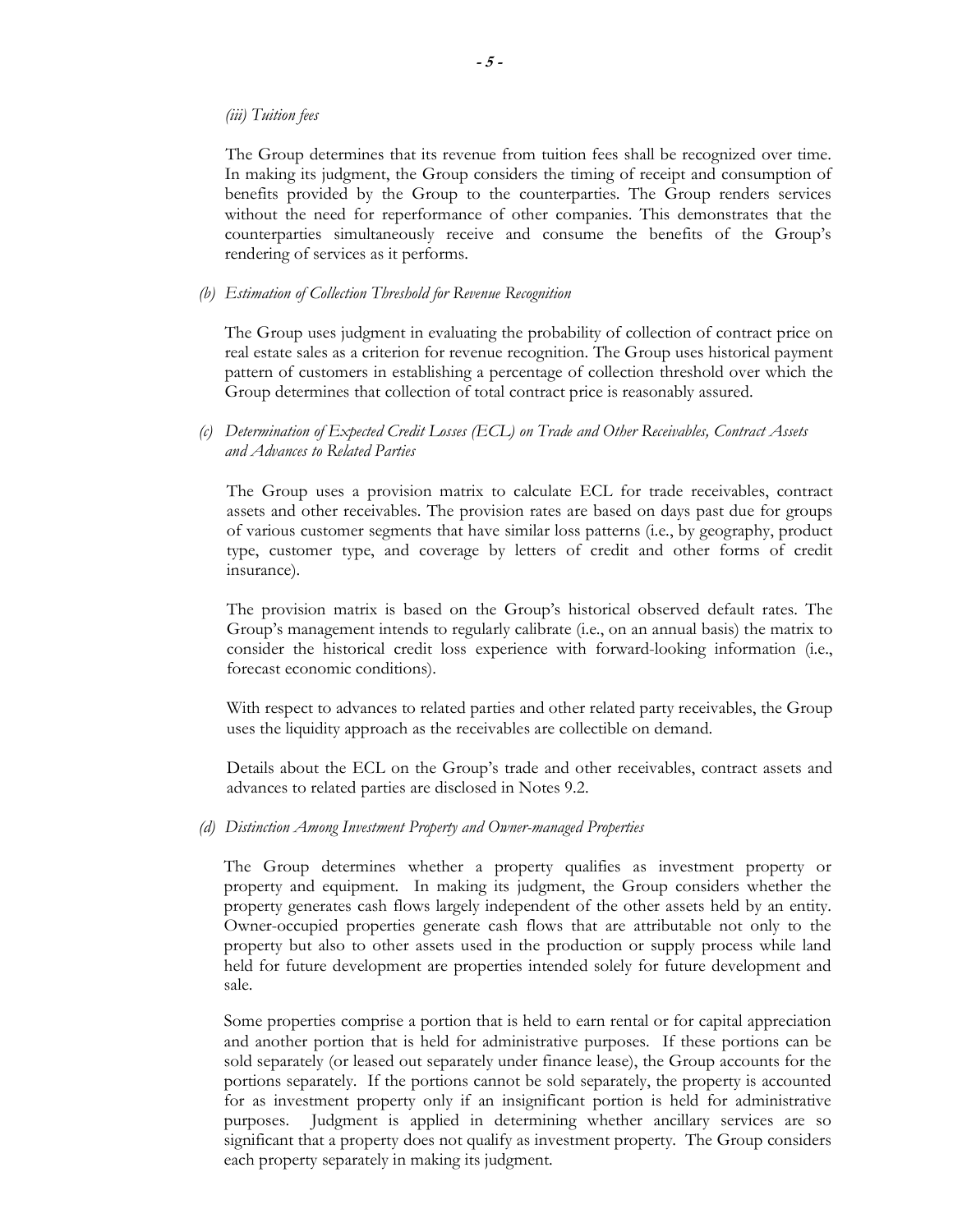*(iii) Tuition fees*

The Group determines that its revenue from tuition fees shall be recognized over time. In making its judgment, the Group considers the timing of receipt and consumption of benefits provided by the Group to the counterparties. The Group renders services without the need for reperformance of other companies. This demonstrates that the counterparties simultaneously receive and consume the benefits of the Group's rendering of services as it performs.

*(b) Estimation of Collection Threshold for Revenue Recognition*

The Group uses judgment in evaluating the probability of collection of contract price on real estate sales as a criterion for revenue recognition. The Group uses historical payment pattern of customers in establishing a percentage of collection threshold over which the Group determines that collection of total contract price is reasonably assured.

*(c) Determination of Expected Credit Losses (ECL) on Trade and Other Receivables, Contract Assets and Advances to Related Parties*

The Group uses a provision matrix to calculate ECL for trade receivables, contract assets and other receivables. The provision rates are based on days past due for groups of various customer segments that have similar loss patterns (i.e., by geography, product type, customer type, and coverage by letters of credit and other forms of credit insurance).

The provision matrix is based on the Group's historical observed default rates. The Group's management intends to regularly calibrate (i.e., on an annual basis) the matrix to consider the historical credit loss experience with forward-looking information (i.e., forecast economic conditions).

With respect to advances to related parties and other related party receivables, the Group uses the liquidity approach as the receivables are collectible on demand.

Details about the ECL on the Group's trade and other receivables, contract assets and advances to related parties are disclosed in Notes 9.2.

*(d) Distinction Among Investment Property and Owner-managed Properties*

The Group determines whether a property qualifies as investment property or property and equipment. In making its judgment, the Group considers whether the property generates cash flows largely independent of the other assets held by an entity. Owner-occupied properties generate cash flows that are attributable not only to the property but also to other assets used in the production or supply process while land held for future development are properties intended solely for future development and sale.

Some properties comprise a portion that is held to earn rental or for capital appreciation and another portion that is held for administrative purposes. If these portions can be sold separately (or leased out separately under finance lease), the Group accounts for the portions separately. If the portions cannot be sold separately, the property is accounted for as investment property only if an insignificant portion is held for administrative purposes. Judgment is applied in determining whether ancillary services are so significant that a property does not qualify as investment property. The Group considers each property separately in making its judgment.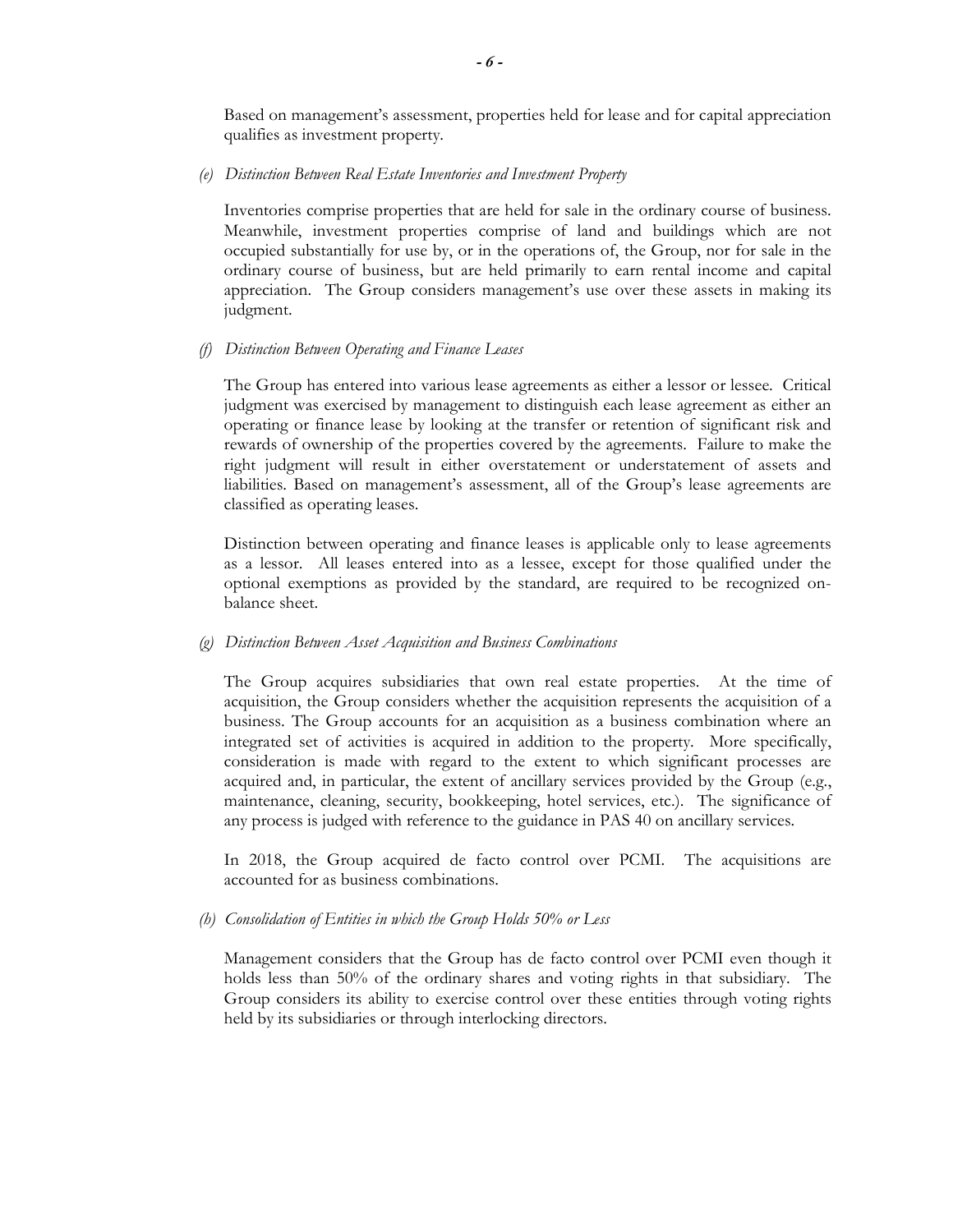Based on management's assessment, properties held for lease and for capital appreciation qualifies as investment property.

*(e) Distinction Between Real Estate Inventories and Investment Property*

Inventories comprise properties that are held for sale in the ordinary course of business. Meanwhile, investment properties comprise of land and buildings which are not occupied substantially for use by, or in the operations of, the Group, nor for sale in the ordinary course of business, but are held primarily to earn rental income and capital appreciation. The Group considers management's use over these assets in making its judgment.

*(f) Distinction Between Operating and Finance Leases*

The Group has entered into various lease agreements as either a lessor or lessee. Critical judgment was exercised by management to distinguish each lease agreement as either an operating or finance lease by looking at the transfer or retention of significant risk and rewards of ownership of the properties covered by the agreements. Failure to make the right judgment will result in either overstatement or understatement of assets and liabilities. Based on management's assessment, all of the Group's lease agreements are classified as operating leases.

Distinction between operating and finance leases is applicable only to lease agreements as a lessor. All leases entered into as a lessee, except for those qualified under the optional exemptions as provided by the standard, are required to be recognized on-balance sheet.

*(g) Distinction Between Asset Acquisition and Business Combinations*

The Group acquires subsidiaries that own real estate properties. At the time of acquisition, the Group considers whether the acquisition represents the acquisition of a business. The Group accounts for an acquisition as a business combination where an integrated set of activities is acquired in addition to the property. More specifically, consideration is made with regard to the extent to which significant processes are acquired and, in particular, the extent of ancillary services provided by the Group (e.g., maintenance, cleaning, security, bookkeeping, hotel services, etc.). The significance of any process is judged with reference to the guidance in PAS 40 on ancillary services.

In 2018, the Group acquired de facto control over PCMI. The acquisitions are accounted for as business combinations.

*(h) Consolidation of Entities in which the Group Holds 50% or Less*

Management considers that the Group has de facto control over PCMI even though it holds less than 50% of the ordinary shares and voting rights in that subsidiary. The Group considers its ability to exercise control over these entities through voting rights held by its subsidiaries or through interlocking directors.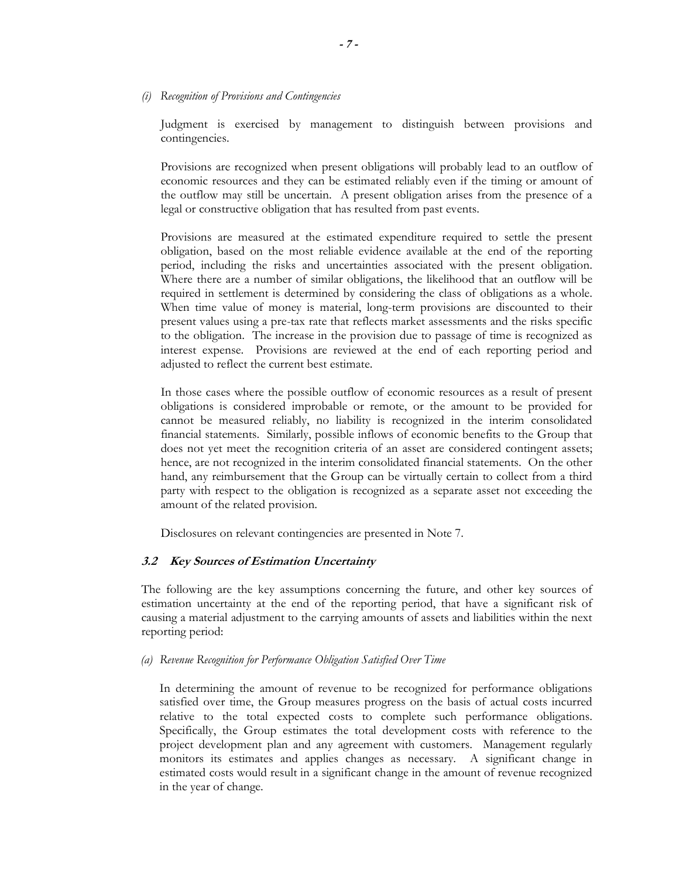*(i) Recognition of Provisions and Contingencies*

Judgment is exercised by management to distinguish between provisions and contingencies.

Provisions are recognized when present obligations will probably lead to an outflow of economic resources and they can be estimated reliably even if the timing or amount of the outflow may still be uncertain. A present obligation arises from the presence of a legal or constructive obligation that has resulted from past events.

Provisions are measured at the estimated expenditure required to settle the present obligation, based on the most reliable evidence available at the end of the reporting period, including the risks and uncertainties associated with the present obligation. Where there are a number of similar obligations, the likelihood that an outflow will be required in settlement is determined by considering the class of obligations as a whole. When time value of money is material, long-term provisions are discounted to their present values using a pre-tax rate that reflects market assessments and the risks specific to the obligation. The increase in the provision due to passage of time is recognized as interest expense. Provisions are reviewed at the end of each reporting period and adjusted to reflect the current best estimate.

In those cases where the possible outflow of economic resources as a result of present obligations is considered improbable or remote, or the amount to be provided for cannot be measured reliably, no liability is recognized in the interim consolidated financial statements. Similarly, possible inflows of economic benefits to the Group that does not yet meet the recognition criteria of an asset are considered contingent assets; hence, are not recognized in the interim consolidated financial statements. On the other hand, any reimbursement that the Group can be virtually certain to collect from a third party with respect to the obligation is recognized as a separate asset not exceeding the amount of the related provision.

Disclosures on relevant contingencies are presented in Note 7.

### *3.2 Key Sources of Estimation Uncertainty*

The following are the key assumptions concerning the future, and other key sources of estimation uncertainty at the end of the reporting period, that have a significant risk of causing a material adjustment to the carrying amounts of assets and liabilities within the next reporting period:

*(a) Revenue Recognition for Performance Obligation Satisfied Over Time*

In determining the amount of revenue to be recognized for performance obligations satisfied over time, the Group measures progress on the basis of actual costs incurred relative to the total expected costs to complete such performance obligations. Specifically, the Group estimates the total development costs with reference to the project development plan and any agreement with customers. Management regularly monitors its estimates and applies changes as necessary. A significant change in estimated costs would result in a significant change in the amount of revenue recognized in the year of change.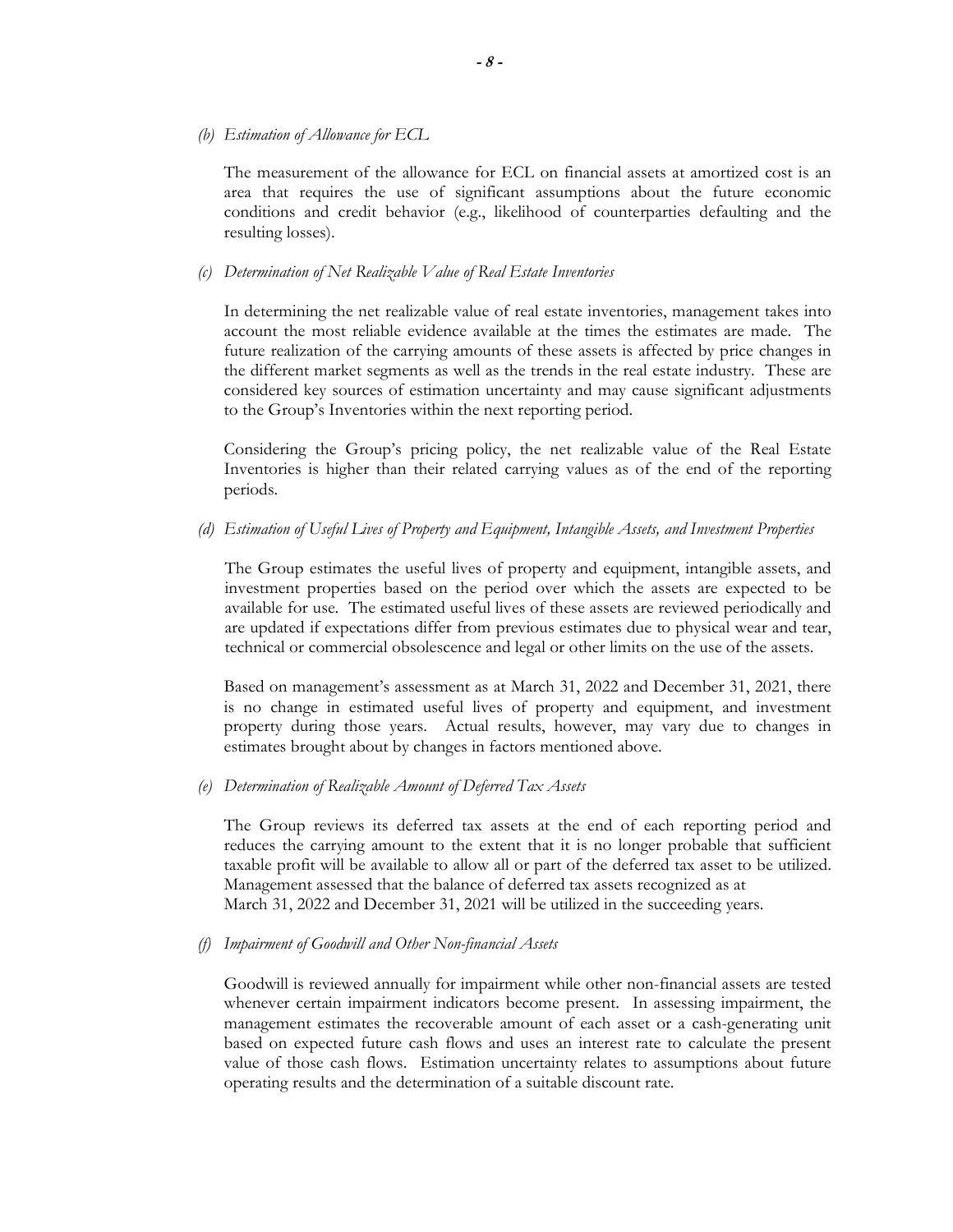*(b) Estimation of Allowance for ECL*

The measurement of the allowance for ECL on financial assets at amortized cost is an area that requires the use of significant assumptions about the future economic conditions and credit behavior (e.g., likelihood of counterparties defaulting and the resulting losses).

*(c) Determination of Net Realizable Value of Real Estate Inventories*

In determining the net realizable value of real estate inventories, management takes into account the most reliable evidence available at the times the estimates are made. The future realization of the carrying amounts of these assets is affected by price changes in the different market segments as well as the trends in the real estate industry. These are considered key sources of estimation uncertainty and may cause significant adjustments to the Group's Inventories within the next reporting period.

Considering the Group's pricing policy, the net realizable value of the Real Estate Inventories is higher than their related carrying values as of the end of the reporting periods.

*(d) Estimation of Useful Lives of Property and Equipment, Intangible Assets, and Investment Properties*

The Group estimates the useful lives of property and equipment, intangible assets, and investment properties based on the period over which the assets are expected to be available for use. The estimated useful lives of these assets are reviewed periodically and are updated if expectations differ from previous estimates due to physical wear and tear, technical or commercial obsolescence and legal or other limits on the use of the assets.

Based on management's assessment as at March 31, 2022 and December 31, 2021, there is no change in estimated useful lives of property and equipment, and investment property during those years. Actual results, however, may vary due to changes in estimates brought about by changes in factors mentioned above.

*(e) Determination of Realizable Amount of Deferred Tax Assets*

The Group reviews its deferred tax assets at the end of each reporting period and reduces the carrying amount to the extent that it is no longer probable that sufficient taxable profit will be available to allow all or part of the deferred tax asset to be utilized. Management assessed that the balance of deferred tax assets recognized as at March 31, 2022 and December 31, 2021 will be utilized in the succeeding years.

*(f) Impairment of Goodwill and Other Non-financial Assets*

Goodwill is reviewed annually for impairment while other non-financial assets are tested whenever certain impairment indicators become present. In assessing impairment, the management estimates the recoverable amount of each asset or a cash-generating unit based on expected future cash flows and uses an interest rate to calculate the present value of those cash flows. Estimation uncertainty relates to assumptions about future operating results and the determination of a suitable discount rate.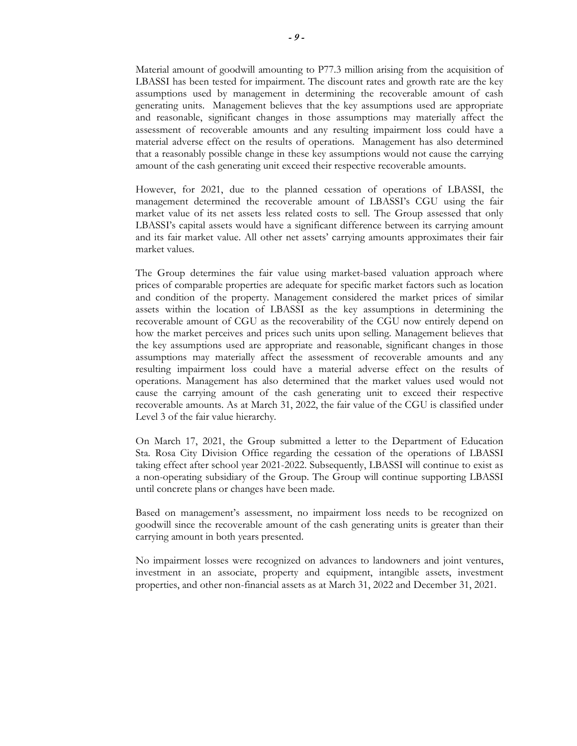Material amount of goodwill amounting to P77.3 million arising from the acquisition of LBASSI has been tested for impairment. The discount rates and growth rate are the key assumptions used by management in determining the recoverable amount of cash generating units. Management believes that the key assumptions used are appropriate and reasonable, significant changes in those assumptions may materially affect the assessment of recoverable amounts and any resulting impairment loss could have a material adverse effect on the results of operations. Management has also determined that a reasonably possible change in these key assumptions would not cause the carrying amount of the cash generating unit exceed their respective recoverable amounts.

However, for 2021, due to the planned cessation of operations of LBASSI, the management determined the recoverable amount of LBASSI's CGU using the fair market value of its net assets less related costs to sell. The Group assessed that only LBASSI's capital assets would have a significant difference between its carrying amount and its fair market value. All other net assets' carrying amounts approximates their fair market values.

The Group determines the fair value using market-based valuation approach where prices of comparable properties are adequate for specific market factors such as location and condition of the property. Management considered the market prices of similar assets within the location of LBASSI as the key assumptions in determining the recoverable amount of CGU as the recoverability of the CGU now entirely depend on how the market perceives and prices such units upon selling. Management believes that the key assumptions used are appropriate and reasonable, significant changes in those assumptions may materially affect the assessment of recoverable amounts and any resulting impairment loss could have a material adverse effect on the results of operations. Management has also determined that the market values used would not cause the carrying amount of the cash generating unit to exceed their respective recoverable amounts. As at March 31, 2022, the fair value of the CGU is classified under Level 3 of the fair value hierarchy.

On March 17, 2021, the Group submitted a letter to the Department of Education Sta. Rosa City Division Office regarding the cessation of the operations of LBASSI taking effect after school year 2021-2022. Subsequently, LBASSI will continue to exist as a non-operating subsidiary of the Group. The Group will continue supporting LBASSI until concrete plans or changes have been made.

Based on management's assessment, no impairment loss needs to be recognized on goodwill since the recoverable amount of the cash generating units is greater than their carrying amount in both years presented.

No impairment losses were recognized on advances to landowners and joint ventures, investment in an associate, property and equipment, intangible assets, investment properties, and other non-financial assets as at March 31, 2022 and December 31, 2021.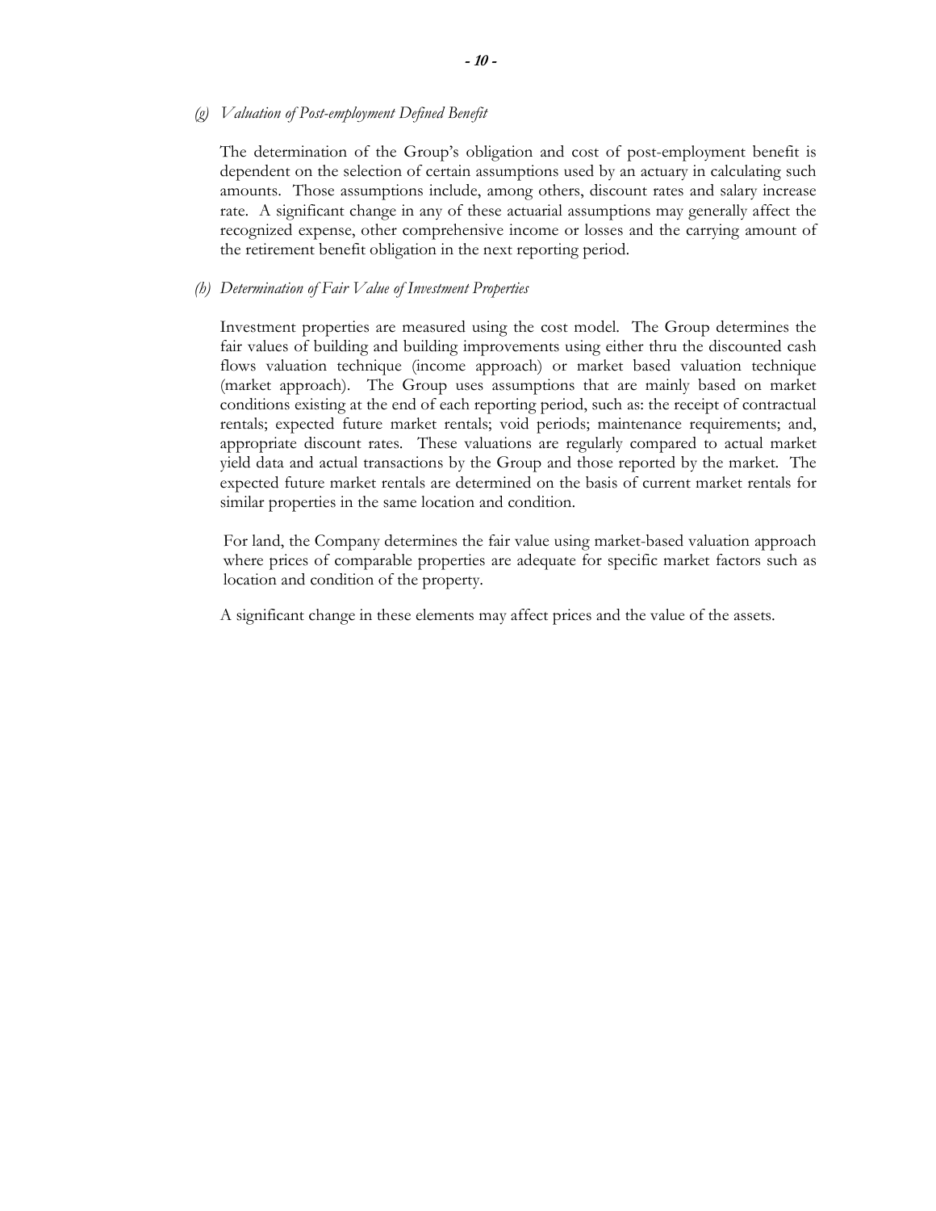*(g) Valuation of Post-employment Defined Benefit*

The determination of the Group's obligation and cost of post-employment benefit is dependent on the selection of certain assumptions used by an actuary in calculating such amounts. Those assumptions include, among others, discount rates and salary increase rate. A significant change in any of these actuarial assumptions may generally affect the recognized expense, other comprehensive income or losses and the carrying amount of the retirement benefit obligation in the next reporting period.

*(h) Determination of Fair Value of Investment Properties*

Investment properties are measured using the cost model. The Group determines the fair values of building and building improvements using either thru the discounted cash flows valuation technique (income approach) or market based valuation technique (market approach). The Group uses assumptions that are mainly based on market conditions existing at the end of each reporting period, such as: the receipt of contractual rentals; expected future market rentals; void periods; maintenance requirements; and, appropriate discount rates. These valuations are regularly compared to actual market yield data and actual transactions by the Group and those reported by the market. The expected future market rentals are determined on the basis of current market rentals for similar properties in the same location and condition.

For land, the Company determines the fair value using market-based valuation approach where prices of comparable properties are adequate for specific market factors such as location and condition of the property.

A significant change in these elements may affect prices and the value of the assets.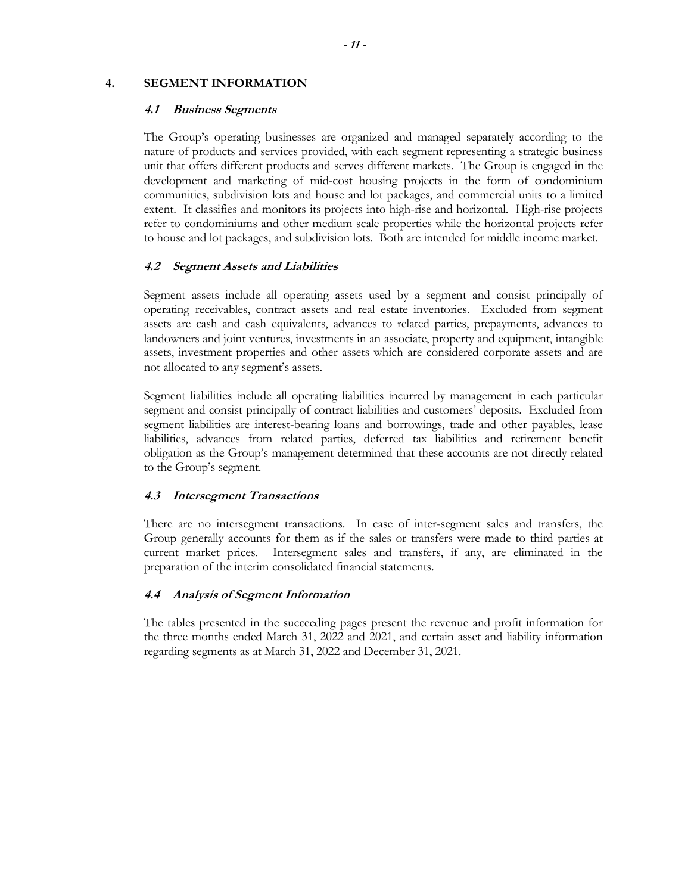## 4. SEGMENT INFORMATION

### *4.1 Business Segments*

The Group's operating businesses are organized and managed separately according to the nature of products and services provided, with each segment representing a strategic business unit that offers different products and serves different markets. The Group is engaged in the development and marketing of mid-cost housing projects in the form of condominium communities, subdivision lots and house and lot packages, and commercial units to a limited extent. It classifies and monitors its projects into high-rise and horizontal. High-rise projects refer to condominiums and other medium scale properties while the horizontal projects refer to house and lot packages, and subdivision lots. Both are intended for middle income market.

### *4.2 Segment Assets and Liabilities*

Segment assets include all operating assets used by a segment and consist principally of operating receivables, contract assets and real estate inventories. Excluded from segment assets are cash and cash equivalents, advances to related parties, prepayments, advances to landowners and joint ventures, investments in an associate, property and equipment, intangible assets, investment properties and other assets which are considered corporate assets and are not allocated to any segment's assets.

Segment liabilities include all operating liabilities incurred by management in each particular segment and consist principally of contract liabilities and customers' deposits. Excluded from segment liabilities are interest-bearing loans and borrowings, trade and other payables, lease liabilities, advances from related parties, deferred tax liabilities and retirement benefit obligation as the Group's management determined that these accounts are not directly related to the Group's segment.

### *4.3 Intersegment Transactions*

There are no intersegment transactions. In case of inter-segment sales and transfers, the Group generally accounts for them as if the sales or transfers were made to third parties at current market prices. Intersegment sales and transfers, if any, are eliminated in the preparation of the interim consolidated financial statements.

### *4.4 Analysis of Segment Information*

The tables presented in the succeeding pages present the revenue and profit information for the three months ended March 31, 2022 and 2021, and certain asset and liability information regarding segments as at March 31, 2022 and December 31, 2021.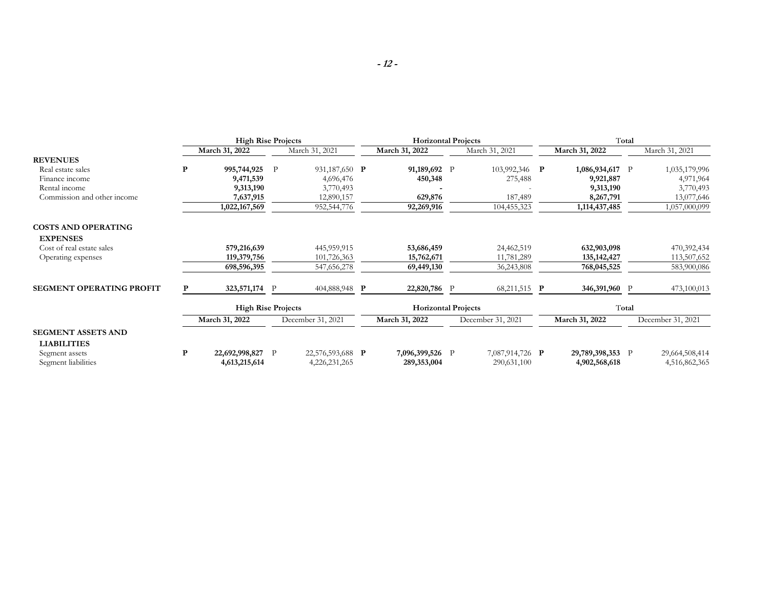| | High Rise Projects | | Horizontal Projects | | Total | |
|---|---|---|---|---|---|---|
| | March 31, 2022 | March 31, 2021 | March 31, 2022 | March 31, 2021 | March 31, 2022 | March 31, 2021 |
| **REVENUES** | | | | | | |
| Real estate sales | **P 995,744,925** | P 931,187,650 | **P 91,189,692** | P 103,992,346 | **P 1,086,934,617** | P 1,035,179,996 |
| Finance income | **9,471,539** | 4,696,476 | **450,348** | 275,488 | **9,921,887** | 4,971,964 |
| Rental income | **9,313,190** | 3,770,493 | **-** | - | **9,313,190** | 3,770,493 |
| Commission and other income | **7,637,915** | 12,890,157 | **629,876** | 187,489 | **8,267,791** | 13,077,646 |
| | **1,022,167,569** | 952,544,776 | **92,269,916** | 104,455,323 | **1,114,437,485** | 1,057,000,099 |
| **COSTS AND OPERATING EXPENSES** | | | | | | |
| Cost of real estate sales | **579,216,639** | 445,959,915 | **53,686,459** | 24,462,519 | **632,903,098** | 470,392,434 |
| Operating expenses | **119,379,756** | 101,726,363 | **15,762,671** | 11,781,289 | **135,142,427** | 113,507,652 |
| | **698,596,395** | 547,656,278 | **69,449,130** | 36,243,808 | **768,045,525** | 583,900,086 |
| **SEGMENT OPERATING PROFIT** | **P 323,571,174** | P 404,888,948 | **P 22,820,786** | P 68,211,515 | **P 346,391,960** | P 473,100,013 |

| | High Rise Projects | | Horizontal Projects | | Total | |
|---|---|---|---|---|---|---|
| | March 31, 2022 | December 31, 2021 | March 31, 2022 | December 31, 2021 | March 31, 2022 | December 31, 2021 |
| **SEGMENT ASSETS AND LIABILITIES** | | | | | | |
| Segment assets | **P 22,692,998,827** | P 22,576,593,688 | **P 7,096,399,526** | P 7,087,914,726 | **P 29,789,398,353** | P 29,664,508,414 |
| Segment liabilities | **4,613,215,614** | 4,226,231,265 | **289,353,004** | 290,631,100 | **4,902,568,618** | 4,516,862,365 |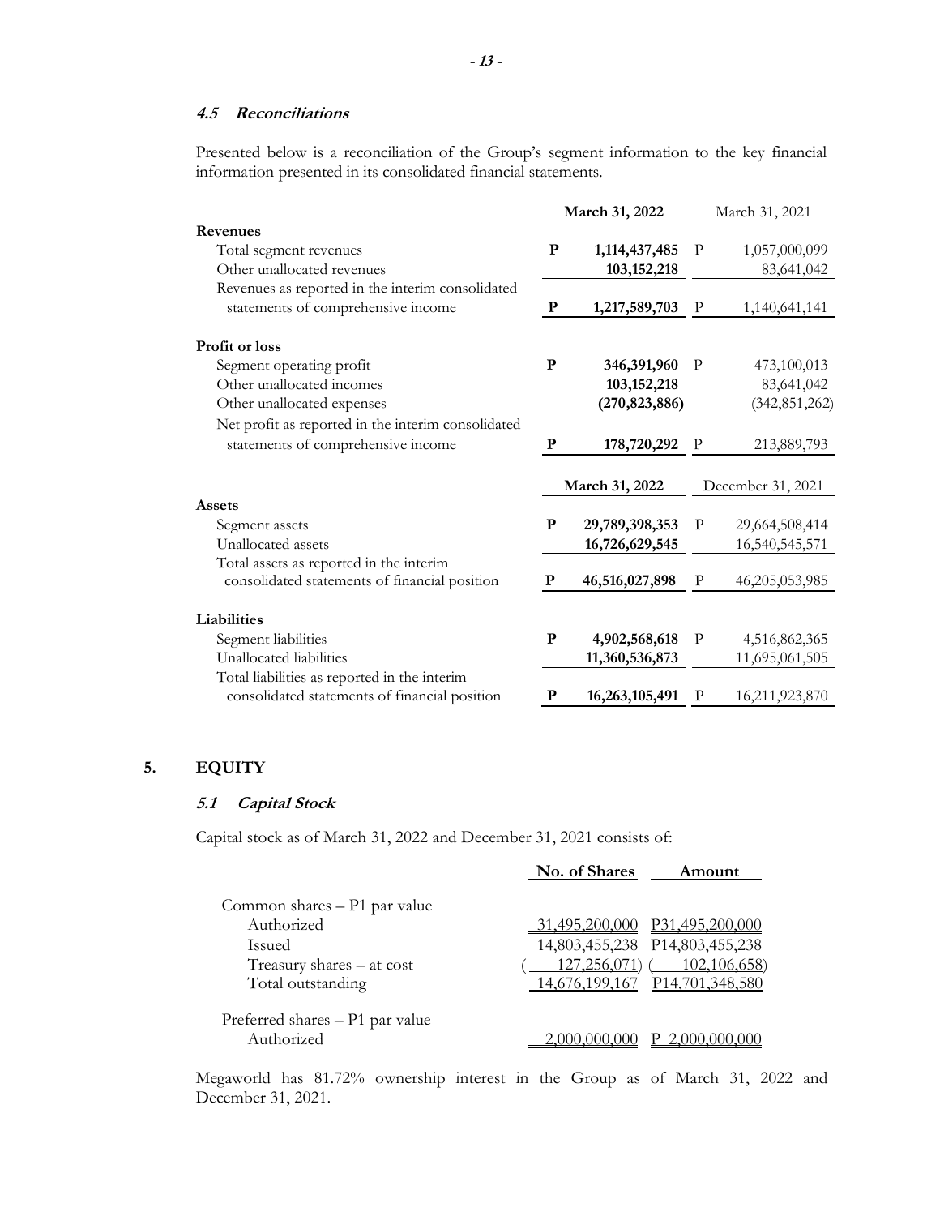### 4.5 Reconciliations

Presented below is a reconciliation of the Group's segment information to the key financial information presented in its consolidated financial statements.

| | | March 31, 2022 | | March 31, 2021 |
|---|---|---|---|---|
| **Revenues** | | | | |
| Total segment revenues | **P** | **1,114,437,485** | P | 1,057,000,099 |
| Other unallocated revenues | | **103,152,218** | | 83,641,042 |
| Revenues as reported in the interim consolidated statements of comprehensive income | **P** | **1,217,589,703** | P | 1,140,641,141 |
| **Profit or loss** | | | | |
| Segment operating profit | **P** | **346,391,960** | P | 473,100,013 |
| Other unallocated incomes | | **103,152,218** | | 83,641,042 |
| Other unallocated expenses | | **(270,823,886)** | | (342,851,262) |
| Net profit as reported in the interim consolidated statements of comprehensive income | **P** | **178,720,292** | P | 213,889,793 |

| | | March 31, 2022 | | December 31, 2021 |
|---|---|---|---|---|
| **Assets** | | | | |
| Segment assets | **P** | **29,789,398,353** | P | 29,664,508,414 |
| Unallocated assets | | **16,726,629,545** | | 16,540,545,571 |
| Total assets as reported in the interim consolidated statements of financial position | **P** | **46,516,027,898** | P | 46,205,053,985 |
| **Liabilities** | | | | |
| Segment liabilities | **P** | **4,902,568,618** | P | 4,516,862,365 |
| Unallocated liabilities | | **11,360,536,873** | | 11,695,061,505 |
| Total liabilities as reported in the interim consolidated statements of financial position | **P** | **16,263,105,491** | P | 16,211,923,870 |

## 5. EQUITY

### 5.1 Capital Stock

Capital stock as of March 31, 2022 and December 31, 2021 consists of:

| | No. of Shares | Amount |
|---|---|---|
| Common shares – P1 par value | | |
| Authorized | 31,495,200,000 | P31,495,200,000 |
| Issued | 14,803,455,238 | P14,803,455,238 |
| Treasury shares – at cost | ( 127,256,071) | ( 102,106,658) |
| Total outstanding | 14,676,199,167 | P14,701,348,580 |
| Preferred shares – P1 par value | | |
| Authorized | 2,000,000,000 | P 2,000,000,000 |

Megaworld has 81.72% ownership interest in the Group as of March 31, 2022 and December 31, 2021.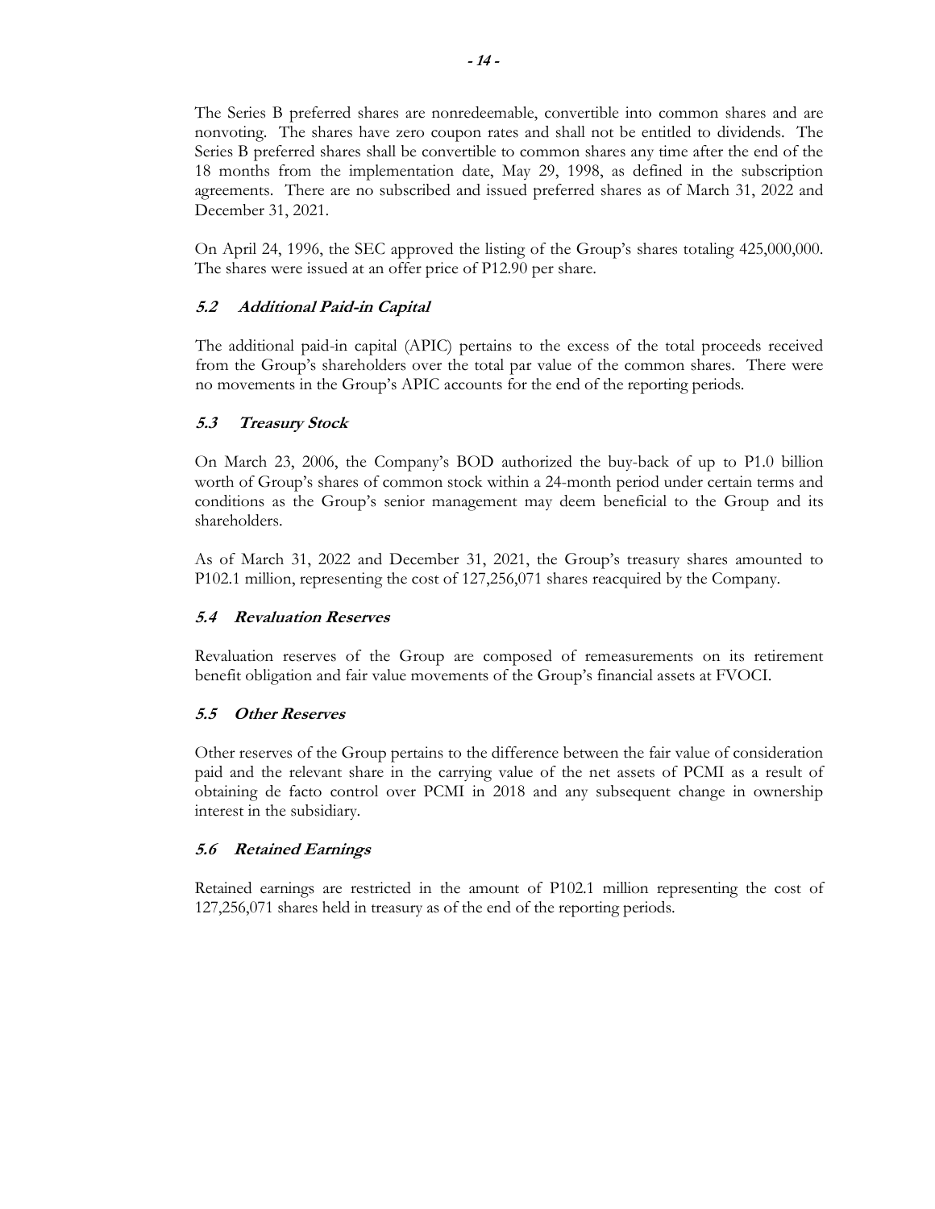The Series B preferred shares are nonredeemable, convertible into common shares and are nonvoting. The shares have zero coupon rates and shall not be entitled to dividends. The Series B preferred shares shall be convertible to common shares any time after the end of the 18 months from the implementation date, May 29, 1998, as defined in the subscription agreements. There are no subscribed and issued preferred shares as of March 31, 2022 and December 31, 2021.

On April 24, 1996, the SEC approved the listing of the Group's shares totaling 425,000,000. The shares were issued at an offer price of P12.90 per share.

### *5.2 Additional Paid-in Capital*

The additional paid-in capital (APIC) pertains to the excess of the total proceeds received from the Group's shareholders over the total par value of the common shares. There were no movements in the Group's APIC accounts for the end of the reporting periods.

### *5.3 Treasury Stock*

On March 23, 2006, the Company's BOD authorized the buy-back of up to P1.0 billion worth of Group's shares of common stock within a 24-month period under certain terms and conditions as the Group's senior management may deem beneficial to the Group and its shareholders.

As of March 31, 2022 and December 31, 2021, the Group's treasury shares amounted to P102.1 million, representing the cost of 127,256,071 shares reacquired by the Company.

### *5.4 Revaluation Reserves*

Revaluation reserves of the Group are composed of remeasurements on its retirement benefit obligation and fair value movements of the Group's financial assets at FVOCI.

### *5.5 Other Reserves*

Other reserves of the Group pertains to the difference between the fair value of consideration paid and the relevant share in the carrying value of the net assets of PCMI as a result of obtaining de facto control over PCMI in 2018 and any subsequent change in ownership interest in the subsidiary.

### *5.6 Retained Earnings*

Retained earnings are restricted in the amount of P102.1 million representing the cost of 127,256,071 shares held in treasury as of the end of the reporting periods.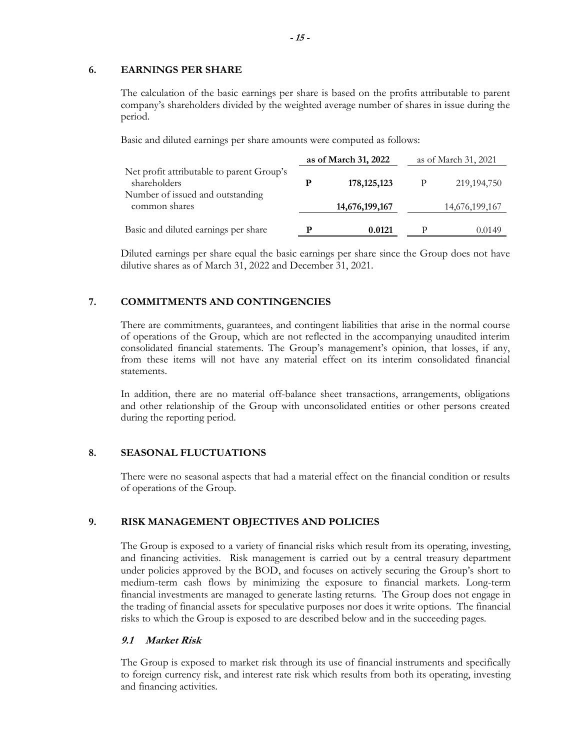## 6. EARNINGS PER SHARE

The calculation of the basic earnings per share is based on the profits attributable to parent company's shareholders divided by the weighted average number of shares in issue during the period.

Basic and diluted earnings per share amounts were computed as follows:

| | | as of March 31, 2022 | | as of March 31, 2021 |
|---|---|---|---|---|
| Net profit attributable to parent Group's shareholders | P | 178,125,123 | P | 219,194,750 |
| Number of issued and outstanding common shares | | 14,676,199,167 | | 14,676,199,167 |
| Basic and diluted earnings per share | P | 0.0121 | P | 0.0149 |

Diluted earnings per share equal the basic earnings per share since the Group does not have dilutive shares as of March 31, 2022 and December 31, 2021.

## 7. COMMITMENTS AND CONTINGENCIES

There are commitments, guarantees, and contingent liabilities that arise in the normal course of operations of the Group, which are not reflected in the accompanying unaudited interim consolidated financial statements. The Group's management's opinion, that losses, if any, from these items will not have any material effect on its interim consolidated financial statements.

In addition, there are no material off-balance sheet transactions, arrangements, obligations and other relationship of the Group with unconsolidated entities or other persons created during the reporting period.

## 8. SEASONAL FLUCTUATIONS

There were no seasonal aspects that had a material effect on the financial condition or results of operations of the Group.

## 9. RISK MANAGEMENT OBJECTIVES AND POLICIES

The Group is exposed to a variety of financial risks which result from its operating, investing, and financing activities. Risk management is carried out by a central treasury department under policies approved by the BOD, and focuses on actively securing the Group's short to medium-term cash flows by minimizing the exposure to financial markets. Long-term financial investments are managed to generate lasting returns. The Group does not engage in the trading of financial assets for speculative purposes nor does it write options. The financial risks to which the Group is exposed to are described below and in the succeeding pages.

### *9.1 Market Risk*

The Group is exposed to market risk through its use of financial instruments and specifically to foreign currency risk, and interest rate risk which results from both its operating, investing and financing activities.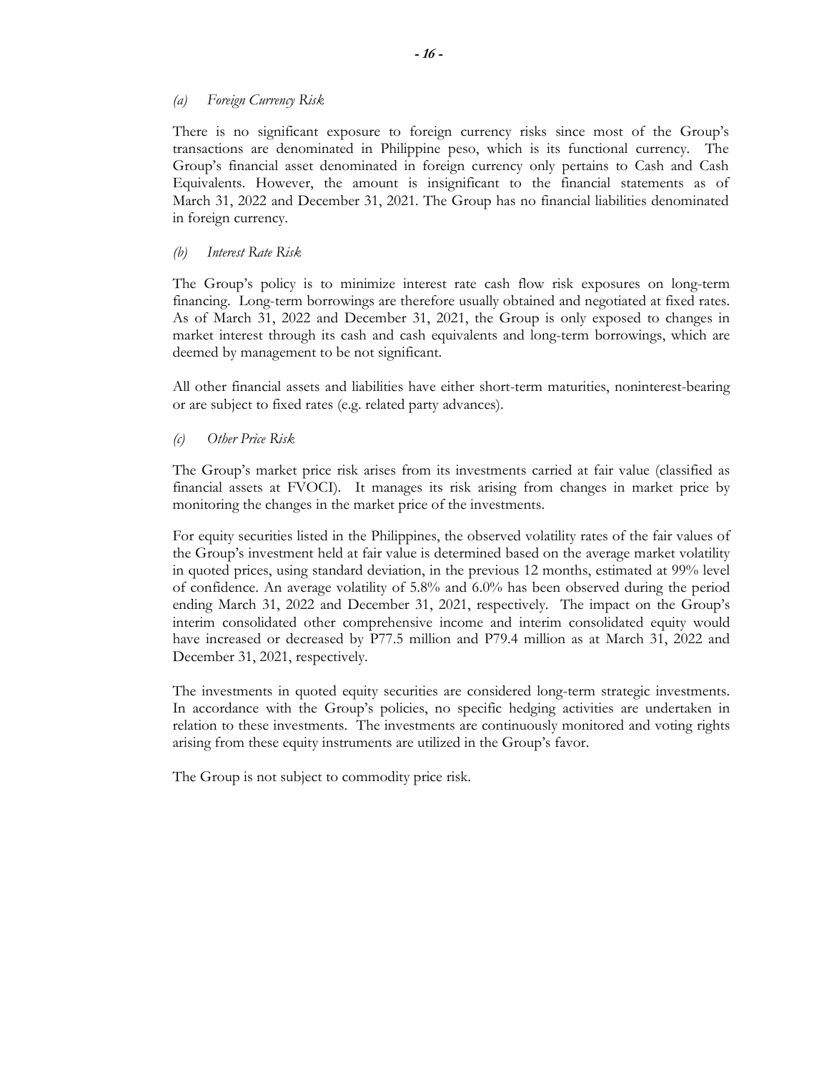*(a) Foreign Currency Risk*

There is no significant exposure to foreign currency risks since most of the Group's transactions are denominated in Philippine peso, which is its functional currency. The Group's financial asset denominated in foreign currency only pertains to Cash and Cash Equivalents. However, the amount is insignificant to the financial statements as of March 31, 2022 and December 31, 2021. The Group has no financial liabilities denominated in foreign currency.

*(b) Interest Rate Risk*

The Group's policy is to minimize interest rate cash flow risk exposures on long-term financing. Long-term borrowings are therefore usually obtained and negotiated at fixed rates. As of March 31, 2022 and December 31, 2021, the Group is only exposed to changes in market interest through its cash and cash equivalents and long-term borrowings, which are deemed by management to be not significant.

All other financial assets and liabilities have either short-term maturities, noninterest-bearing or are subject to fixed rates (e.g. related party advances).

*(c) Other Price Risk*

The Group's market price risk arises from its investments carried at fair value (classified as financial assets at FVOCI). It manages its risk arising from changes in market price by monitoring the changes in the market price of the investments.

For equity securities listed in the Philippines, the observed volatility rates of the fair values of the Group's investment held at fair value is determined based on the average market volatility in quoted prices, using standard deviation, in the previous 12 months, estimated at 99% level of confidence. An average volatility of 5.8% and 6.0% has been observed during the period ending March 31, 2022 and December 31, 2021, respectively. The impact on the Group's interim consolidated other comprehensive income and interim consolidated equity would have increased or decreased by P77.5 million and P79.4 million as at March 31, 2022 and December 31, 2021, respectively.

The investments in quoted equity securities are considered long-term strategic investments. In accordance with the Group's policies, no specific hedging activities are undertaken in relation to these investments. The investments are continuously monitored and voting rights arising from these equity instruments are utilized in the Group's favor.

The Group is not subject to commodity price risk.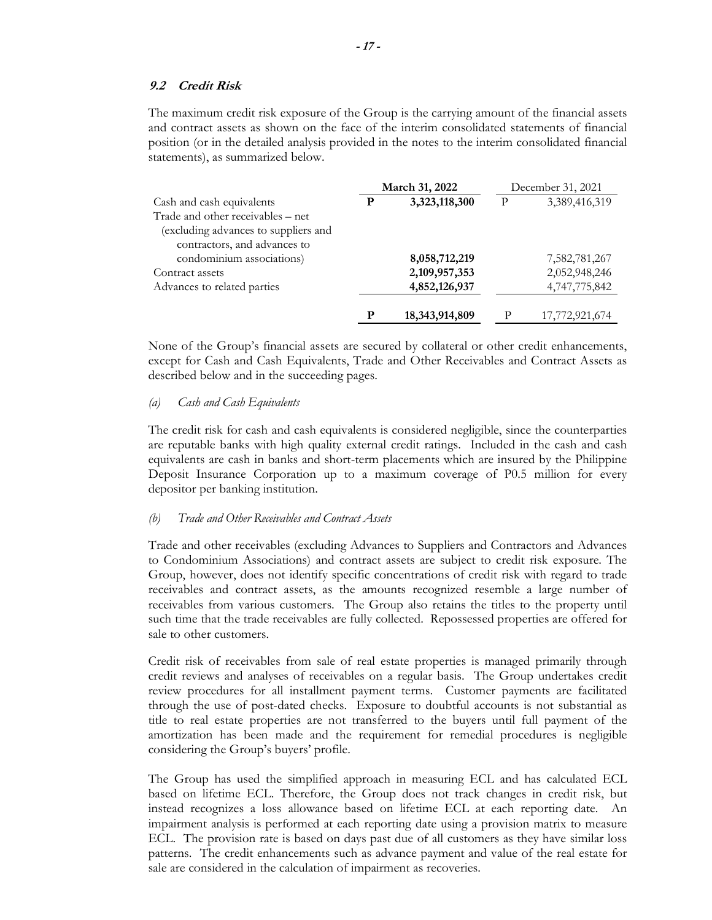### 9.2 *Credit Risk*

The maximum credit risk exposure of the Group is the carrying amount of the financial assets and contract assets as shown on the face of the interim consolidated statements of financial position (or in the detailed analysis provided in the notes to the interim consolidated financial statements), as summarized below.

| | **March 31, 2022** | | December 31, 2021 | |
|---|---|---|---|---|
| Cash and cash equivalents | **P** | **3,323,118,300** | P | 3,389,416,319 |
| Trade and other receivables – net (excluding advances to suppliers and contractors, and advances to condominium associations) | | **8,058,712,219** | | 7,582,781,267 |
| Contract assets | | **2,109,957,353** | | 2,052,948,246 |
| Advances to related parties | | **4,852,126,937** | | 4,747,775,842 |
| | **P** | **18,343,914,809** | P | 17,772,921,674 |

None of the Group's financial assets are secured by collateral or other credit enhancements, except for Cash and Cash Equivalents, Trade and Other Receivables and Contract Assets as described below and in the succeeding pages.

*(a) Cash and Cash Equivalents*

The credit risk for cash and cash equivalents is considered negligible, since the counterparties are reputable banks with high quality external credit ratings. Included in the cash and cash equivalents are cash in banks and short-term placements which are insured by the Philippine Deposit Insurance Corporation up to a maximum coverage of P0.5 million for every depositor per banking institution.

*(b) Trade and Other Receivables and Contract Assets*

Trade and other receivables (excluding Advances to Suppliers and Contractors and Advances to Condominium Associations) and contract assets are subject to credit risk exposure. The Group, however, does not identify specific concentrations of credit risk with regard to trade receivables and contract assets, as the amounts recognized resemble a large number of receivables from various customers. The Group also retains the titles to the property until such time that the trade receivables are fully collected. Repossessed properties are offered for sale to other customers.

Credit risk of receivables from sale of real estate properties is managed primarily through credit reviews and analyses of receivables on a regular basis. The Group undertakes credit review procedures for all installment payment terms. Customer payments are facilitated through the use of post-dated checks. Exposure to doubtful accounts is not substantial as title to real estate properties are not transferred to the buyers until full payment of the amortization has been made and the requirement for remedial procedures is negligible considering the Group's buyers' profile.

The Group has used the simplified approach in measuring ECL and has calculated ECL based on lifetime ECL. Therefore, the Group does not track changes in credit risk, but instead recognizes a loss allowance based on lifetime ECL at each reporting date. An impairment analysis is performed at each reporting date using a provision matrix to measure ECL. The provision rate is based on days past due of all customers as they have similar loss patterns. The credit enhancements such as advance payment and value of the real estate for sale are considered in the calculation of impairment as recoveries.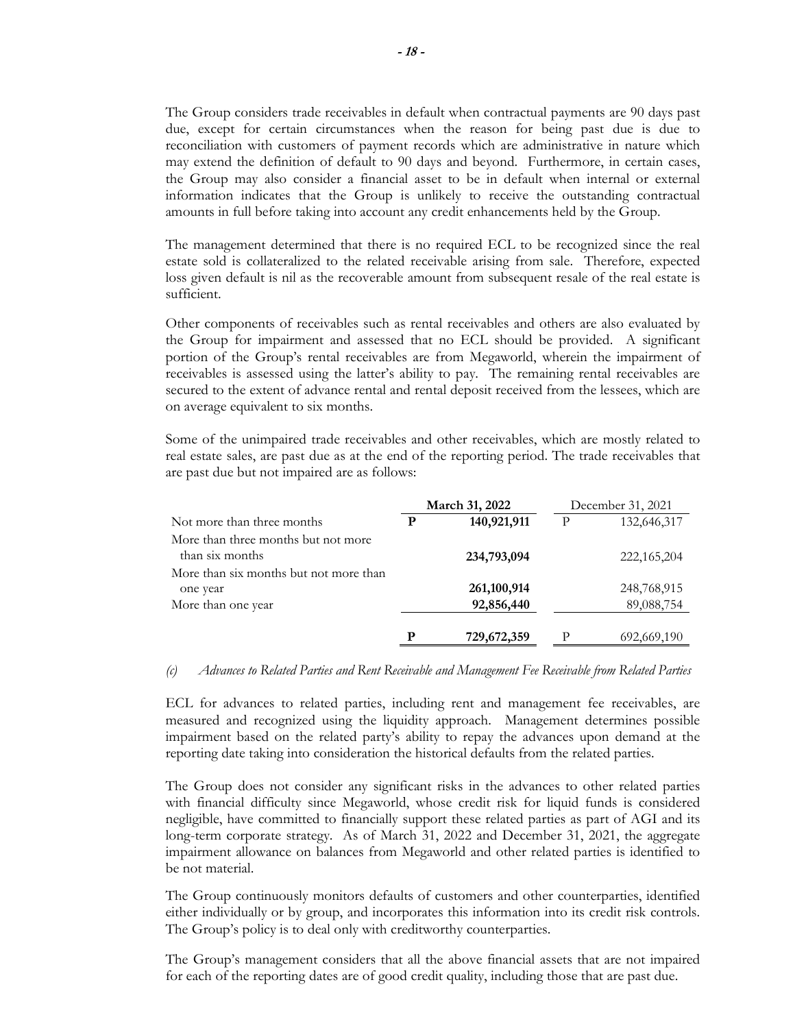The Group considers trade receivables in default when contractual payments are 90 days past due, except for certain circumstances when the reason for being past due is due to reconciliation with customers of payment records which are administrative in nature which may extend the definition of default to 90 days and beyond. Furthermore, in certain cases, the Group may also consider a financial asset to be in default when internal or external information indicates that the Group is unlikely to receive the outstanding contractual amounts in full before taking into account any credit enhancements held by the Group.

The management determined that there is no required ECL to be recognized since the real estate sold is collateralized to the related receivable arising from sale. Therefore, expected loss given default is nil as the recoverable amount from subsequent resale of the real estate is sufficient.

Other components of receivables such as rental receivables and others are also evaluated by the Group for impairment and assessed that no ECL should be provided. A significant portion of the Group's rental receivables are from Megaworld, wherein the impairment of receivables is assessed using the latter's ability to pay. The remaining rental receivables are secured to the extent of advance rental and rental deposit received from the lessees, which are on average equivalent to six months.

Some of the unimpaired trade receivables and other receivables, which are mostly related to real estate sales, are past due as at the end of the reporting period. The trade receivables that are past due but not impaired are as follows:

| | | **March 31, 2022** | | December 31, 2021 |
|---|---|---|---|---|
| Not more than three months | **P** | **140,921,911** | P | 132,646,317 |
| More than three months but not more than six months | | **234,793,094** | | 222,165,204 |
| More than six months but not more than one year | | **261,100,914** | | 248,768,915 |
| More than one year | | **92,856,440** | | 89,088,754 |
| | **P** | **729,672,359** | P | 692,669,190 |

*(c) Advances to Related Parties and Rent Receivable and Management Fee Receivable from Related Parties*

ECL for advances to related parties, including rent and management fee receivables, are measured and recognized using the liquidity approach. Management determines possible impairment based on the related party's ability to repay the advances upon demand at the reporting date taking into consideration the historical defaults from the related parties.

The Group does not consider any significant risks in the advances to other related parties with financial difficulty since Megaworld, whose credit risk for liquid funds is considered negligible, have committed to financially support these related parties as part of AGI and its long-term corporate strategy. As of March 31, 2022 and December 31, 2021, the aggregate impairment allowance on balances from Megaworld and other related parties is identified to be not material.

The Group continuously monitors defaults of customers and other counterparties, identified either individually or by group, and incorporates this information into its credit risk controls. The Group's policy is to deal only with creditworthy counterparties.

The Group's management considers that all the above financial assets that are not impaired for each of the reporting dates are of good credit quality, including those that are past due.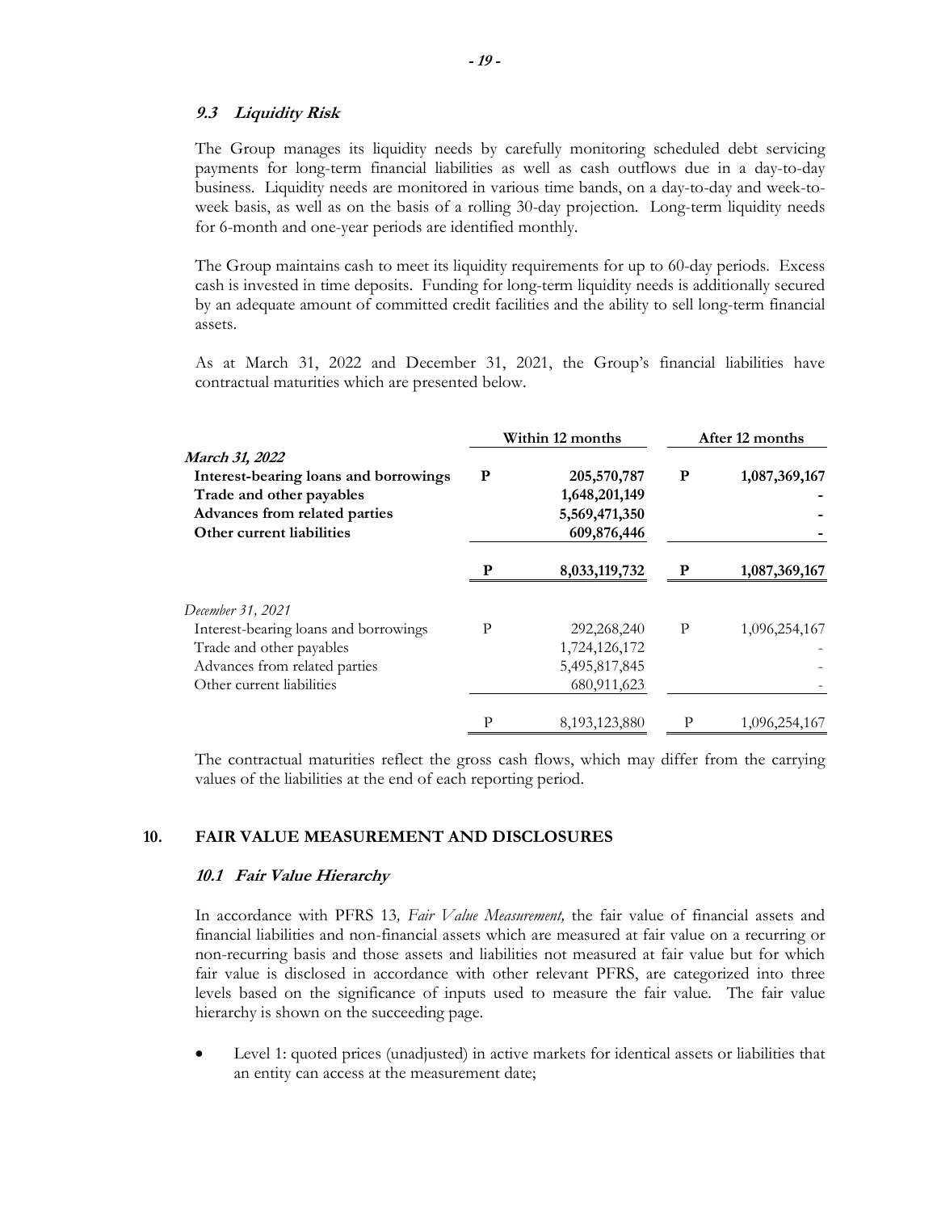### *9.3 Liquidity Risk*

The Group manages its liquidity needs by carefully monitoring scheduled debt servicing payments for long-term financial liabilities as well as cash outflows due in a day-to-day business. Liquidity needs are monitored in various time bands, on a day-to-day and week-to-week basis, as well as on the basis of a rolling 30-day projection. Long-term liquidity needs for 6-month and one-year periods are identified monthly.

The Group maintains cash to meet its liquidity requirements for up to 60-day periods. Excess cash is invested in time deposits. Funding for long-term liquidity needs is additionally secured by an adequate amount of committed credit facilities and the ability to sell long-term financial assets.

As at March 31, 2022 and December 31, 2021, the Group's financial liabilities have contractual maturities which are presented below.

| | | Within 12 months | | After 12 months |
|---|---|---|---|---|
| ***March 31, 2022*** | | | | |
| **Interest-bearing loans and borrowings** | **P** | **205,570,787** | **P** | **1,087,369,167** |
| **Trade and other payables** | | **1,648,201,149** | | **-** |
| **Advances from related parties** | | **5,569,471,350** | | **-** |
| **Other current liabilities** | | **609,876,446** | | **-** |
| | **P** | **8,033,119,732** | **P** | **1,087,369,167** |
| *December 31, 2021* | | | | |
| Interest-bearing loans and borrowings | P | 292,268,240 | P | 1,096,254,167 |
| Trade and other payables | | 1,724,126,172 | | - |
| Advances from related parties | | 5,495,817,845 | | - |
| Other current liabilities | | 680,911,623 | | - |
| | P | 8,193,123,880 | P | 1,096,254,167 |

The contractual maturities reflect the gross cash flows, which may differ from the carrying values of the liabilities at the end of each reporting period.

## 10. FAIR VALUE MEASUREMENT AND DISCLOSURES

### *10.1 Fair Value Hierarchy*

In accordance with PFRS 13*, Fair Value Measurement,* the fair value of financial assets and financial liabilities and non-financial assets which are measured at fair value on a recurring or non-recurring basis and those assets and liabilities not measured at fair value but for which fair value is disclosed in accordance with other relevant PFRS, are categorized into three levels based on the significance of inputs used to measure the fair value. The fair value hierarchy is shown on the succeeding page.

- Level 1: quoted prices (unadjusted) in active markets for identical assets or liabilities that an entity can access at the measurement date;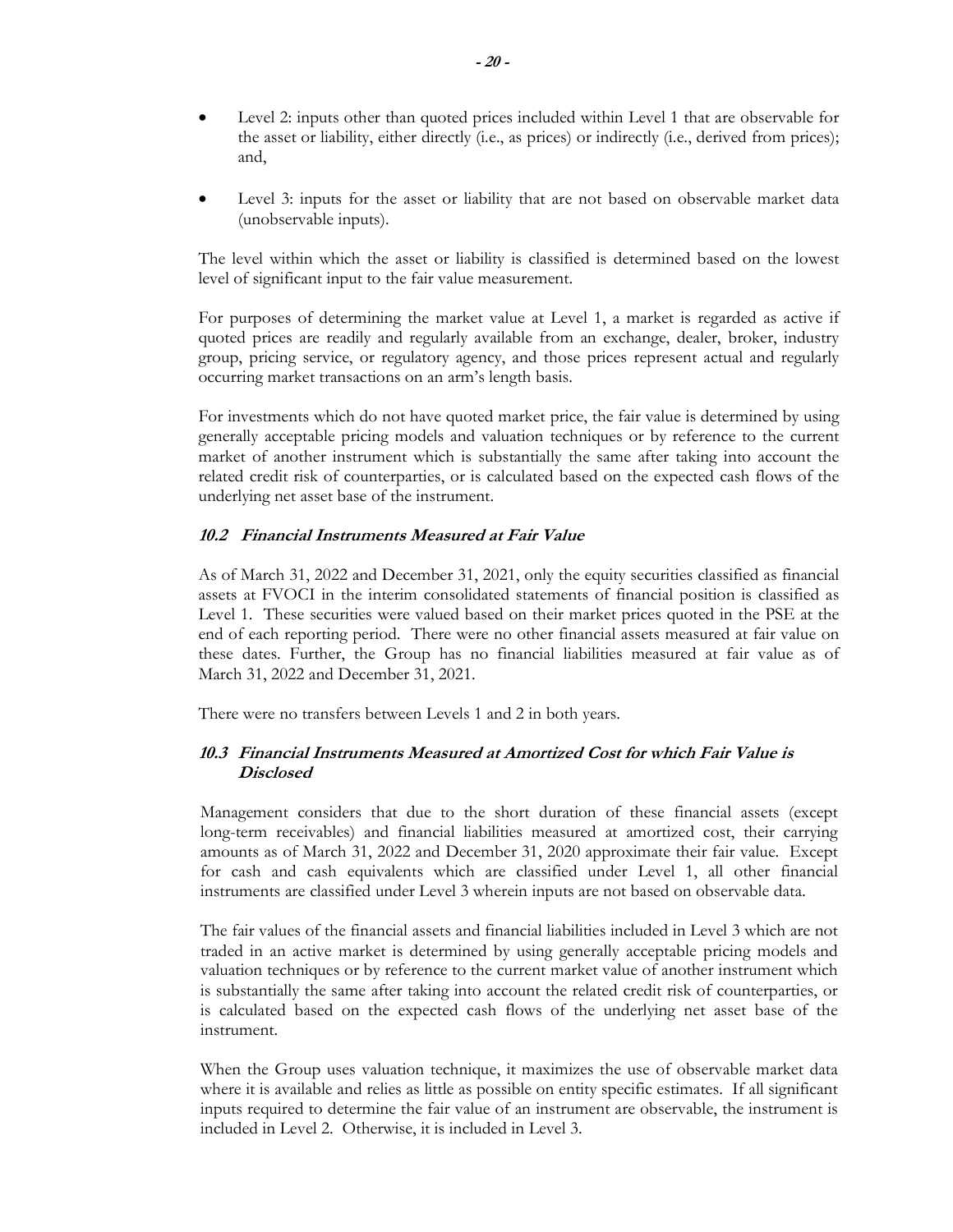- Level 2: inputs other than quoted prices included within Level 1 that are observable for the asset or liability, either directly (i.e., as prices) or indirectly (i.e., derived from prices); and,

- Level 3: inputs for the asset or liability that are not based on observable market data (unobservable inputs).

The level within which the asset or liability is classified is determined based on the lowest level of significant input to the fair value measurement.

For purposes of determining the market value at Level 1, a market is regarded as active if quoted prices are readily and regularly available from an exchange, dealer, broker, industry group, pricing service, or regulatory agency, and those prices represent actual and regularly occurring market transactions on an arm's length basis.

For investments which do not have quoted market price, the fair value is determined by using generally acceptable pricing models and valuation techniques or by reference to the current market of another instrument which is substantially the same after taking into account the related credit risk of counterparties, or is calculated based on the expected cash flows of the underlying net asset base of the instrument.

### *10.2 Financial Instruments Measured at Fair Value*

As of March 31, 2022 and December 31, 2021, only the equity securities classified as financial assets at FVOCI in the interim consolidated statements of financial position is classified as Level 1. These securities were valued based on their market prices quoted in the PSE at the end of each reporting period. There were no other financial assets measured at fair value on these dates. Further, the Group has no financial liabilities measured at fair value as of March 31, 2022 and December 31, 2021.

There were no transfers between Levels 1 and 2 in both years.

### *10.3 Financial Instruments Measured at Amortized Cost for which Fair Value is Disclosed*

Management considers that due to the short duration of these financial assets (except long-term receivables) and financial liabilities measured at amortized cost, their carrying amounts as of March 31, 2022 and December 31, 2020 approximate their fair value. Except for cash and cash equivalents which are classified under Level 1, all other financial instruments are classified under Level 3 wherein inputs are not based on observable data.

The fair values of the financial assets and financial liabilities included in Level 3 which are not traded in an active market is determined by using generally acceptable pricing models and valuation techniques or by reference to the current market value of another instrument which is substantially the same after taking into account the related credit risk of counterparties, or is calculated based on the expected cash flows of the underlying net asset base of the instrument.

When the Group uses valuation technique, it maximizes the use of observable market data where it is available and relies as little as possible on entity specific estimates. If all significant inputs required to determine the fair value of an instrument are observable, the instrument is included in Level 2. Otherwise, it is included in Level 3.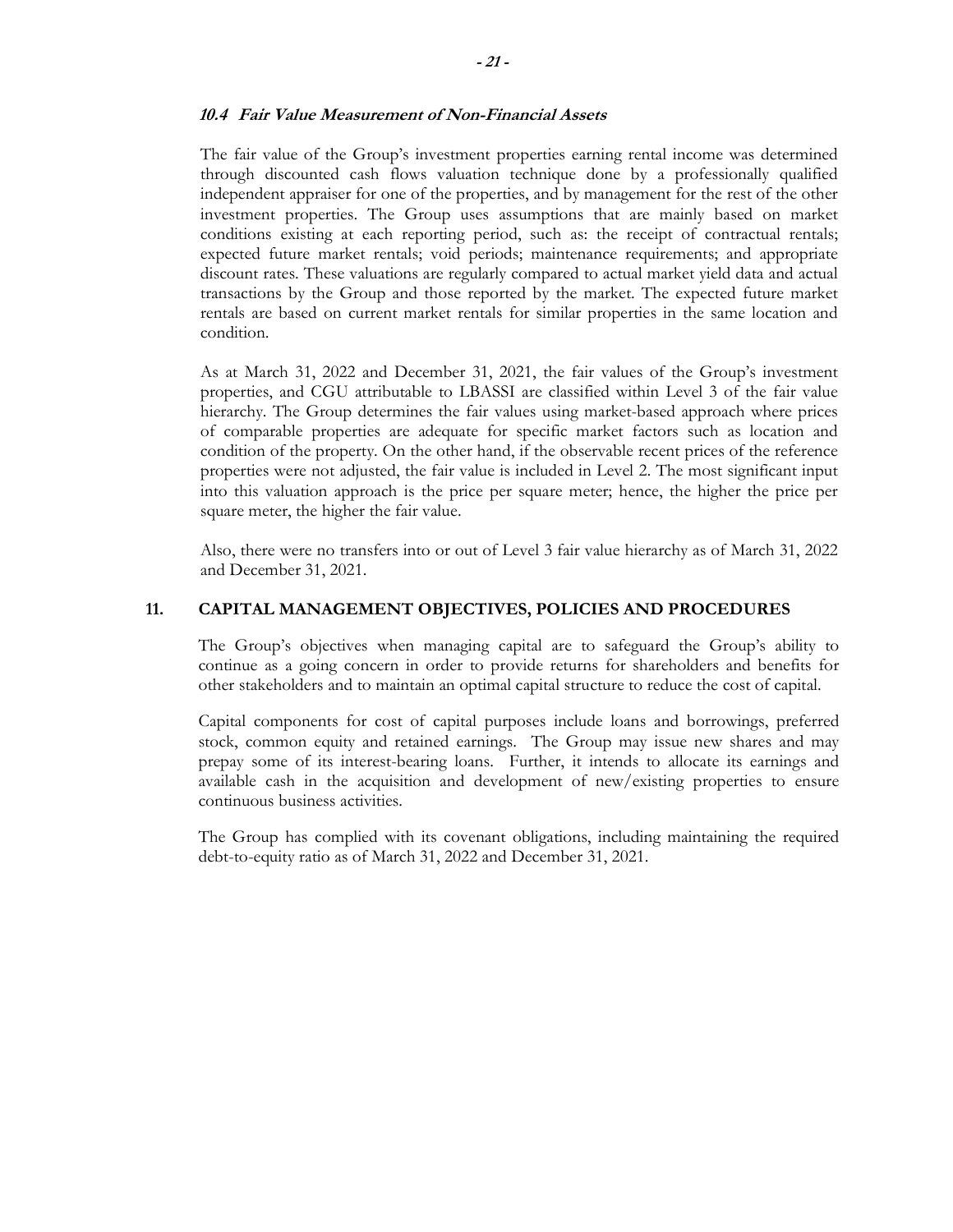### *10.4 Fair Value Measurement of Non-Financial Assets*

The fair value of the Group's investment properties earning rental income was determined through discounted cash flows valuation technique done by a professionally qualified independent appraiser for one of the properties, and by management for the rest of the other investment properties. The Group uses assumptions that are mainly based on market conditions existing at each reporting period, such as: the receipt of contractual rentals; expected future market rentals; void periods; maintenance requirements; and appropriate discount rates. These valuations are regularly compared to actual market yield data and actual transactions by the Group and those reported by the market. The expected future market rentals are based on current market rentals for similar properties in the same location and condition.

As at March 31, 2022 and December 31, 2021, the fair values of the Group's investment properties, and CGU attributable to LBASSI are classified within Level 3 of the fair value hierarchy. The Group determines the fair values using market-based approach where prices of comparable properties are adequate for specific market factors such as location and condition of the property. On the other hand, if the observable recent prices of the reference properties were not adjusted, the fair value is included in Level 2. The most significant input into this valuation approach is the price per square meter; hence, the higher the price per square meter, the higher the fair value.

Also, there were no transfers into or out of Level 3 fair value hierarchy as of March 31, 2022 and December 31, 2021.

## 11. CAPITAL MANAGEMENT OBJECTIVES, POLICIES AND PROCEDURES

The Group's objectives when managing capital are to safeguard the Group's ability to continue as a going concern in order to provide returns for shareholders and benefits for other stakeholders and to maintain an optimal capital structure to reduce the cost of capital.

Capital components for cost of capital purposes include loans and borrowings, preferred stock, common equity and retained earnings. The Group may issue new shares and may prepay some of its interest-bearing loans. Further, it intends to allocate its earnings and available cash in the acquisition and development of new/existing properties to ensure continuous business activities.

The Group has complied with its covenant obligations, including maintaining the required debt-to-equity ratio as of March 31, 2022 and December 31, 2021.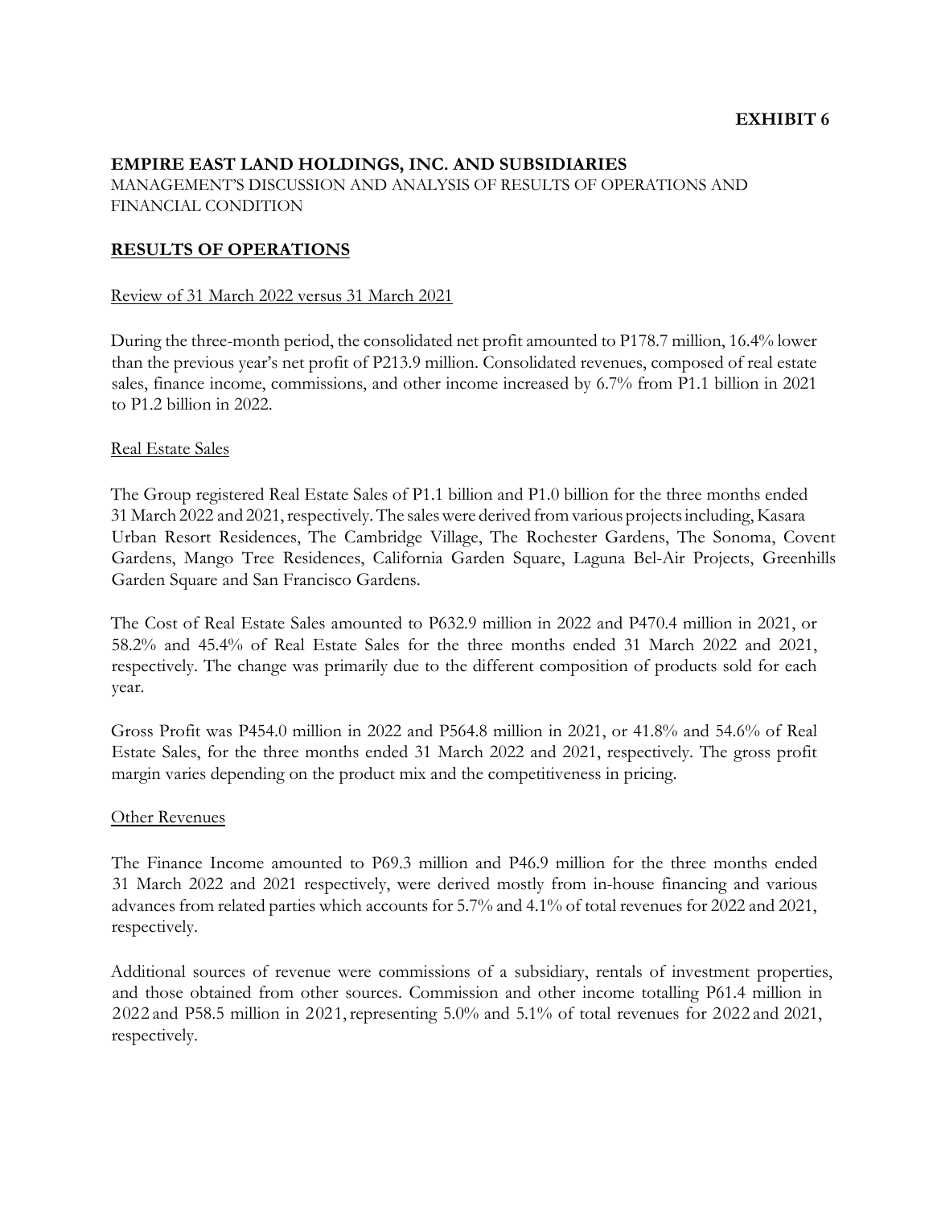**EXHIBIT 6**

**EMPIRE EAST LAND HOLDINGS, INC. AND SUBSIDIARIES**
MANAGEMENT'S DISCUSSION AND ANALYSIS OF RESULTS OF OPERATIONS AND FINANCIAL CONDITION

## RESULTS OF OPERATIONS

Review of 31 March 2022 versus 31 March 2021

During the three-month period, the consolidated net profit amounted to P178.7 million, 16.4% lower than the previous year's net profit of P213.9 million. Consolidated revenues, composed of real estate sales, finance income, commissions, and other income increased by 6.7% from P1.1 billion in 2021 to P1.2 billion in 2022.

Real Estate Sales

The Group registered Real Estate Sales of P1.1 billion and P1.0 billion for the three months ended 31 March 2022 and 2021, respectively. The sales were derived from various projects including, Kasara Urban Resort Residences, The Cambridge Village, The Rochester Gardens, The Sonoma, Covent Gardens, Mango Tree Residences, California Garden Square, Laguna Bel-Air Projects, Greenhills Garden Square and San Francisco Gardens.

The Cost of Real Estate Sales amounted to P632.9 million in 2022 and P470.4 million in 2021, or 58.2% and 45.4% of Real Estate Sales for the three months ended 31 March 2022 and 2021, respectively. The change was primarily due to the different composition of products sold for each year.

Gross Profit was P454.0 million in 2022 and P564.8 million in 2021, or 41.8% and 54.6% of Real Estate Sales, for the three months ended 31 March 2022 and 2021, respectively. The gross profit margin varies depending on the product mix and the competitiveness in pricing.

Other Revenues

The Finance Income amounted to P69.3 million and P46.9 million for the three months ended 31 March 2022 and 2021 respectively, were derived mostly from in-house financing and various advances from related parties which accounts for 5.7% and 4.1% of total revenues for 2022 and 2021, respectively.

Additional sources of revenue were commissions of a subsidiary, rentals of investment properties, and those obtained from other sources. Commission and other income totalling P61.4 million in 2022 and P58.5 million in 2021, representing 5.0% and 5.1% of total revenues for 2022 and 2021, respectively.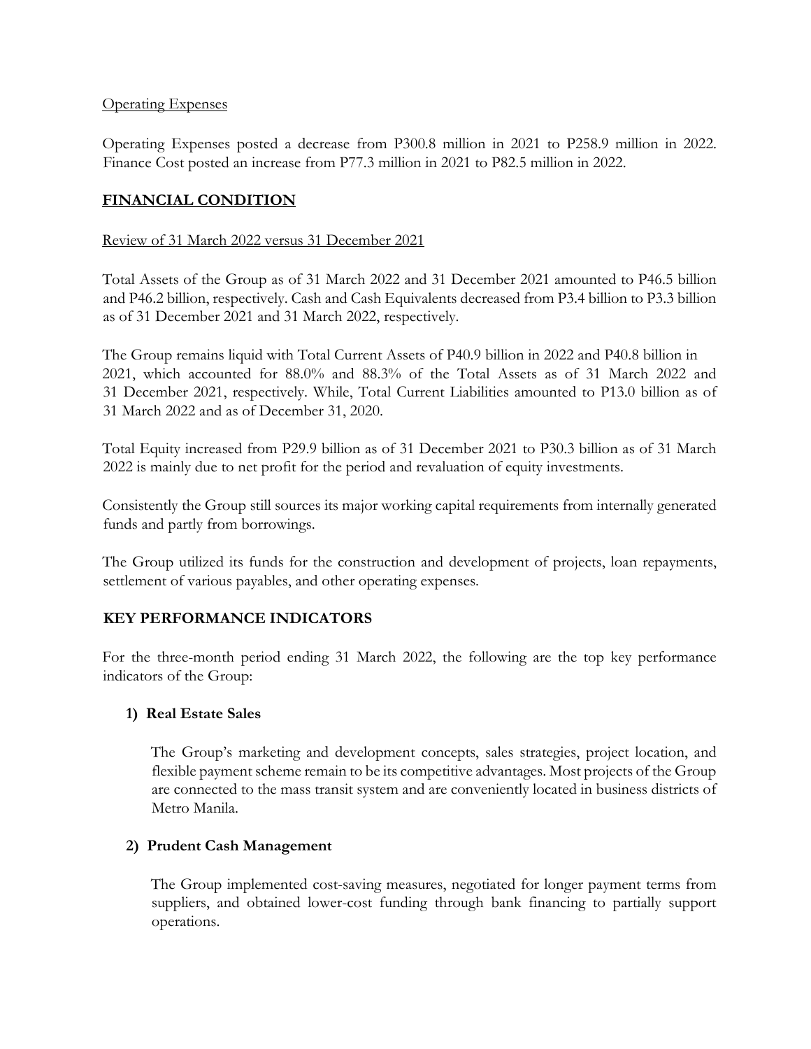Operating Expenses

Operating Expenses posted a decrease from P300.8 million in 2021 to P258.9 million in 2022. Finance Cost posted an increase from P77.3 million in 2021 to P82.5 million in 2022.

## FINANCIAL CONDITION

Review of 31 March 2022 versus 31 December 2021

Total Assets of the Group as of 31 March 2022 and 31 December 2021 amounted to P46.5 billion and P46.2 billion, respectively. Cash and Cash Equivalents decreased from P3.4 billion to P3.3 billion as of 31 December 2021 and 31 March 2022, respectively.

The Group remains liquid with Total Current Assets of P40.9 billion in 2022 and P40.8 billion in 2021, which accounted for 88.0% and 88.3% of the Total Assets as of 31 March 2022 and 31 December 2021, respectively. While, Total Current Liabilities amounted to P13.0 billion as of 31 March 2022 and as of December 31, 2020.

Total Equity increased from P29.9 billion as of 31 December 2021 to P30.3 billion as of 31 March 2022 is mainly due to net profit for the period and revaluation of equity investments.

Consistently the Group still sources its major working capital requirements from internally generated funds and partly from borrowings.

The Group utilized its funds for the construction and development of projects, loan repayments, settlement of various payables, and other operating expenses.

## KEY PERFORMANCE INDICATORS

For the three-month period ending 31 March 2022, the following are the top key performance indicators of the Group:

1) **Real Estate Sales**

   The Group's marketing and development concepts, sales strategies, project location, and flexible payment scheme remain to be its competitive advantages. Most projects of the Group are connected to the mass transit system and are conveniently located in business districts of Metro Manila.

2) **Prudent Cash Management**

   The Group implemented cost-saving measures, negotiated for longer payment terms from suppliers, and obtained lower-cost funding through bank financing to partially support operations.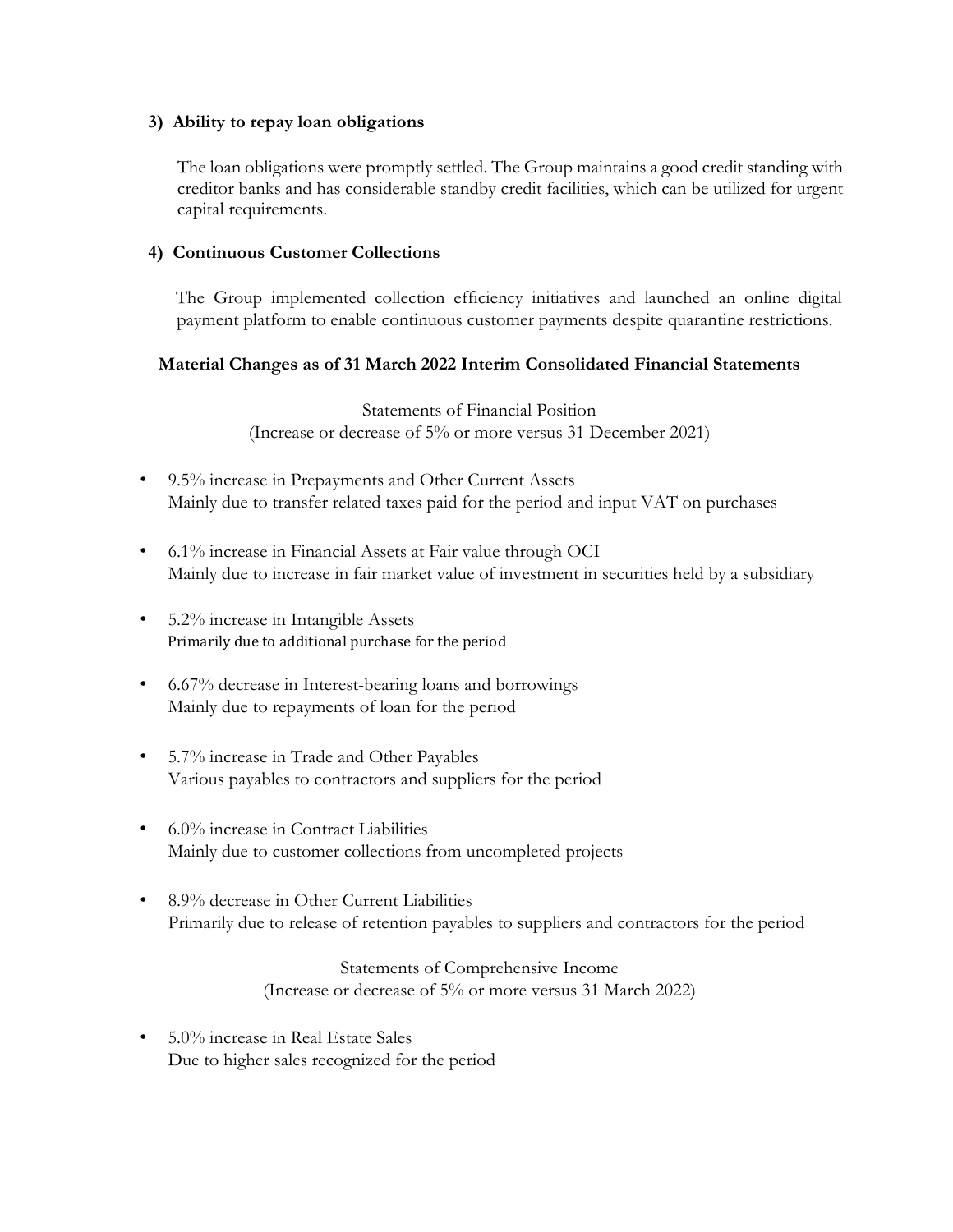### 3) Ability to repay loan obligations

The loan obligations were promptly settled. The Group maintains a good credit standing with creditor banks and has considerable standby credit facilities, which can be utilized for urgent capital requirements.

### 4) Continuous Customer Collections

The Group implemented collection efficiency initiatives and launched an online digital payment platform to enable continuous customer payments despite quarantine restrictions.

## Material Changes as of 31 March 2022 Interim Consolidated Financial Statements

Statements of Financial Position
(Increase or decrease of 5% or more versus 31 December 2021)

- 9.5% increase in Prepayments and Other Current Assets
  Mainly due to transfer related taxes paid for the period and input VAT on purchases

- 6.1% increase in Financial Assets at Fair value through OCI
  Mainly due to increase in fair market value of investment in securities held by a subsidiary

- 5.2% increase in Intangible Assets
  Primarily due to additional purchase for the period

- 6.67% decrease in Interest-bearing loans and borrowings
  Mainly due to repayments of loan for the period

- 5.7% increase in Trade and Other Payables
  Various payables to contractors and suppliers for the period

- 6.0% increase in Contract Liabilities
  Mainly due to customer collections from uncompleted projects

- 8.9% decrease in Other Current Liabilities
  Primarily due to release of retention payables to suppliers and contractors for the period

Statements of Comprehensive Income
(Increase or decrease of 5% or more versus 31 March 2022)

- 5.0% increase in Real Estate Sales
  Due to higher sales recognized for the period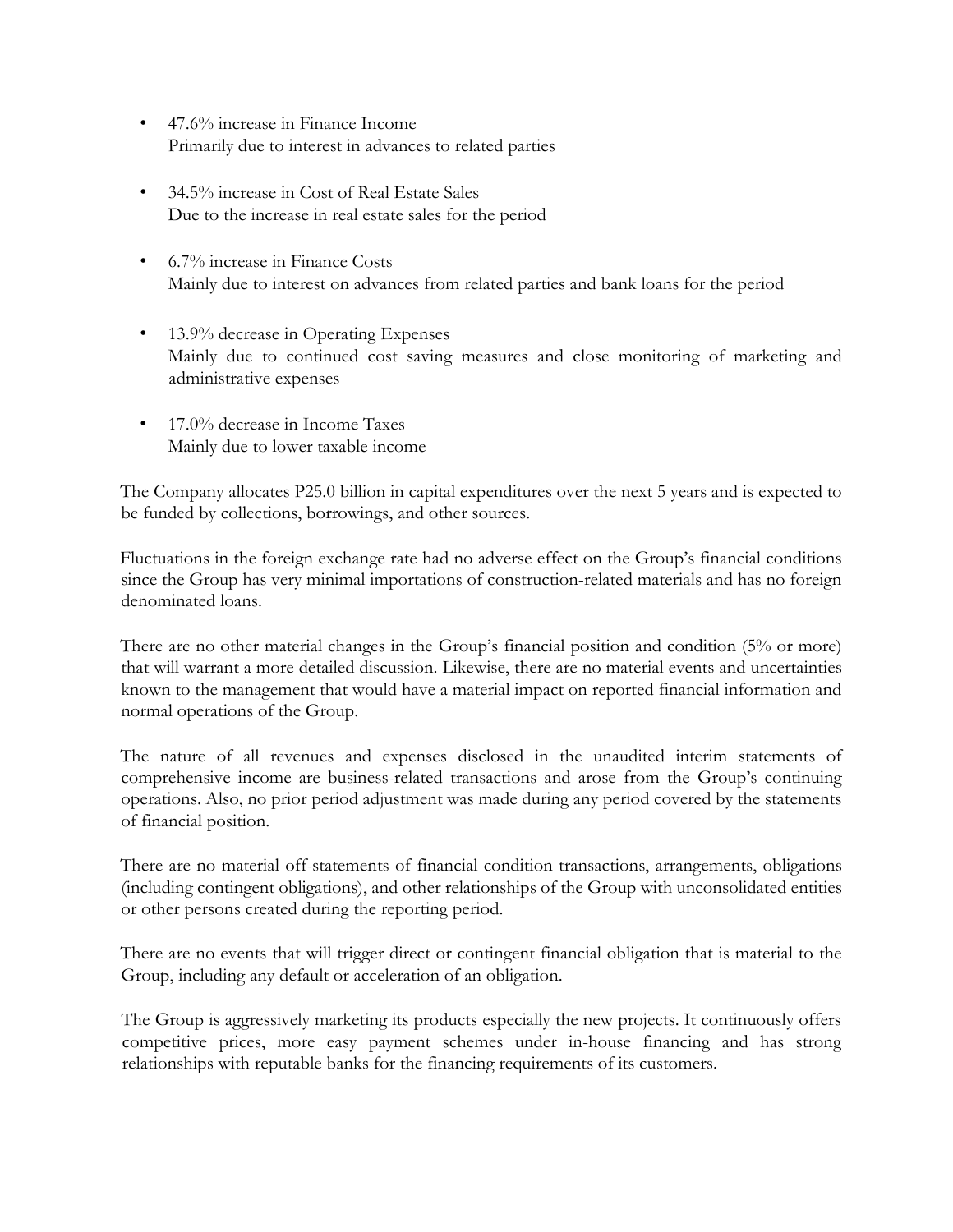- 47.6% increase in Finance Income
  Primarily due to interest in advances to related parties

- 34.5% increase in Cost of Real Estate Sales
  Due to the increase in real estate sales for the period

- 6.7% increase in Finance Costs
  Mainly due to interest on advances from related parties and bank loans for the period

- 13.9% decrease in Operating Expenses
  Mainly due to continued cost saving measures and close monitoring of marketing and administrative expenses

- 17.0% decrease in Income Taxes
  Mainly due to lower taxable income

The Company allocates P25.0 billion in capital expenditures over the next 5 years and is expected to be funded by collections, borrowings, and other sources.

Fluctuations in the foreign exchange rate had no adverse effect on the Group's financial conditions since the Group has very minimal importations of construction-related materials and has no foreign denominated loans.

There are no other material changes in the Group's financial position and condition (5% or more) that will warrant a more detailed discussion. Likewise, there are no material events and uncertainties known to the management that would have a material impact on reported financial information and normal operations of the Group.

The nature of all revenues and expenses disclosed in the unaudited interim statements of comprehensive income are business-related transactions and arose from the Group's continuing operations. Also, no prior period adjustment was made during any period covered by the statements of financial position.

There are no material off-statements of financial condition transactions, arrangements, obligations (including contingent obligations), and other relationships of the Group with unconsolidated entities or other persons created during the reporting period.

There are no events that will trigger direct or contingent financial obligation that is material to the Group, including any default or acceleration of an obligation.

The Group is aggressively marketing its products especially the new projects. It continuously offers competitive prices, more easy payment schemes under in-house financing and has strong relationships with reputable banks for the financing requirements of its customers.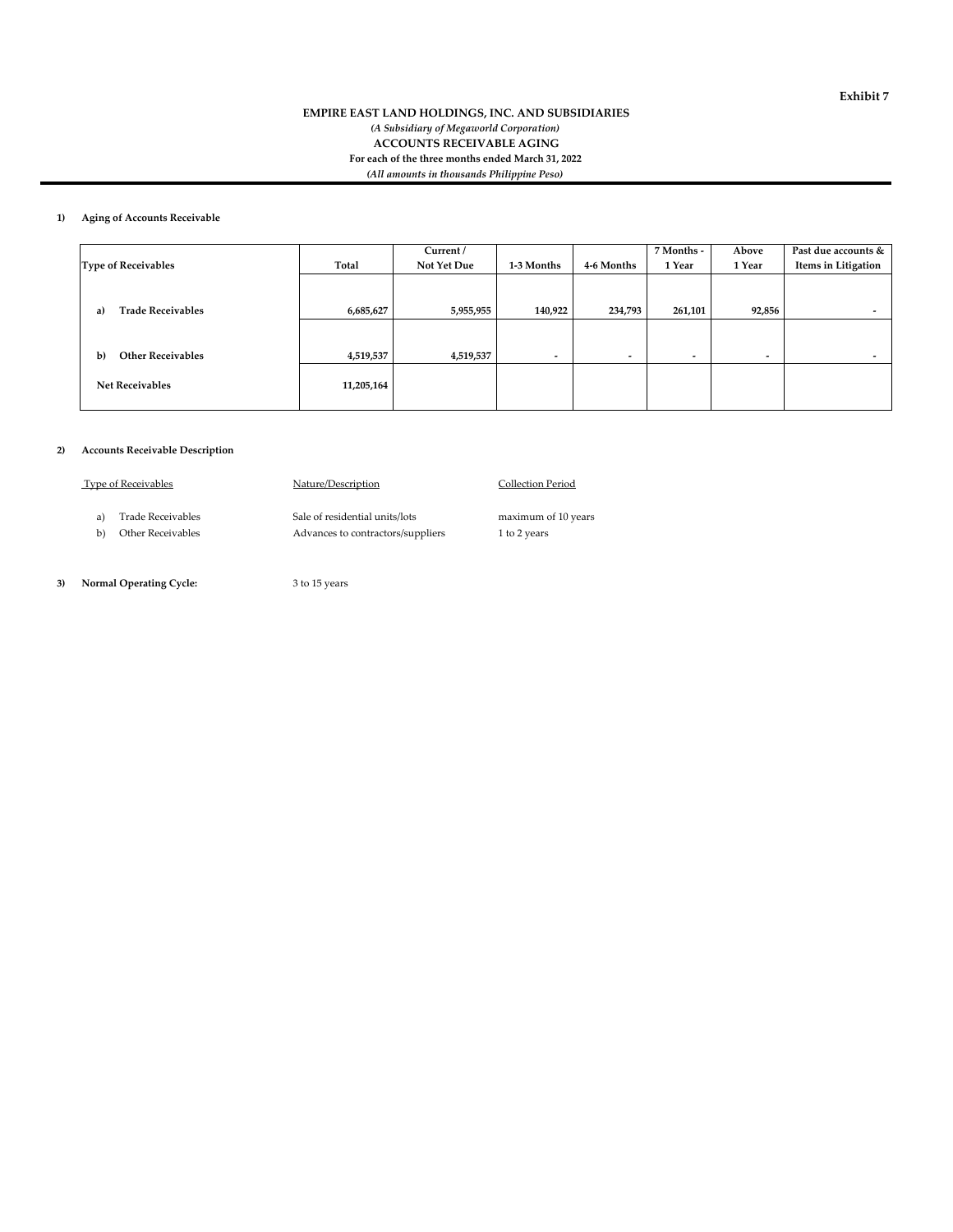Exhibit 7

**EMPIRE EAST LAND HOLDINGS, INC. AND SUBSIDIARIES**
*(A Subsidiary of Megaworld Corporation)*
**ACCOUNTS RECEIVABLE AGING**
**For each of the three months ended March 31, 2022**
*(All amounts in thousands Philippine Peso)*

**1) Aging of Accounts Receivable**

| Type of Receivables | Total | Current / Not Yet Due | 1-3 Months | 4-6 Months | 7 Months - 1 Year | Above 1 Year | Past due accounts & Items in Litigation |
|---|---|---|---|---|---|---|---|
| **a) Trade Receivables** | **6,685,627** | **5,955,955** | **140,922** | **234,793** | **261,101** | **92,856** | **-** |
| **b) Other Receivables** | **4,519,537** | **4,519,537** | **-** | **-** | **-** | **-** | **-** |
| **Net Receivables** | **11,205,164** | | | | | | |

**2) Accounts Receivable Description**

| Type of Receivables | Nature/Description | Collection Period |
|---|---|---|
| a) Trade Receivables | Sale of residential units/lots | maximum of 10 years |
| b) Other Receivables | Advances to contractors/suppliers | 1 to 2 years |

**3) Normal Operating Cycle:** 3 to 15 years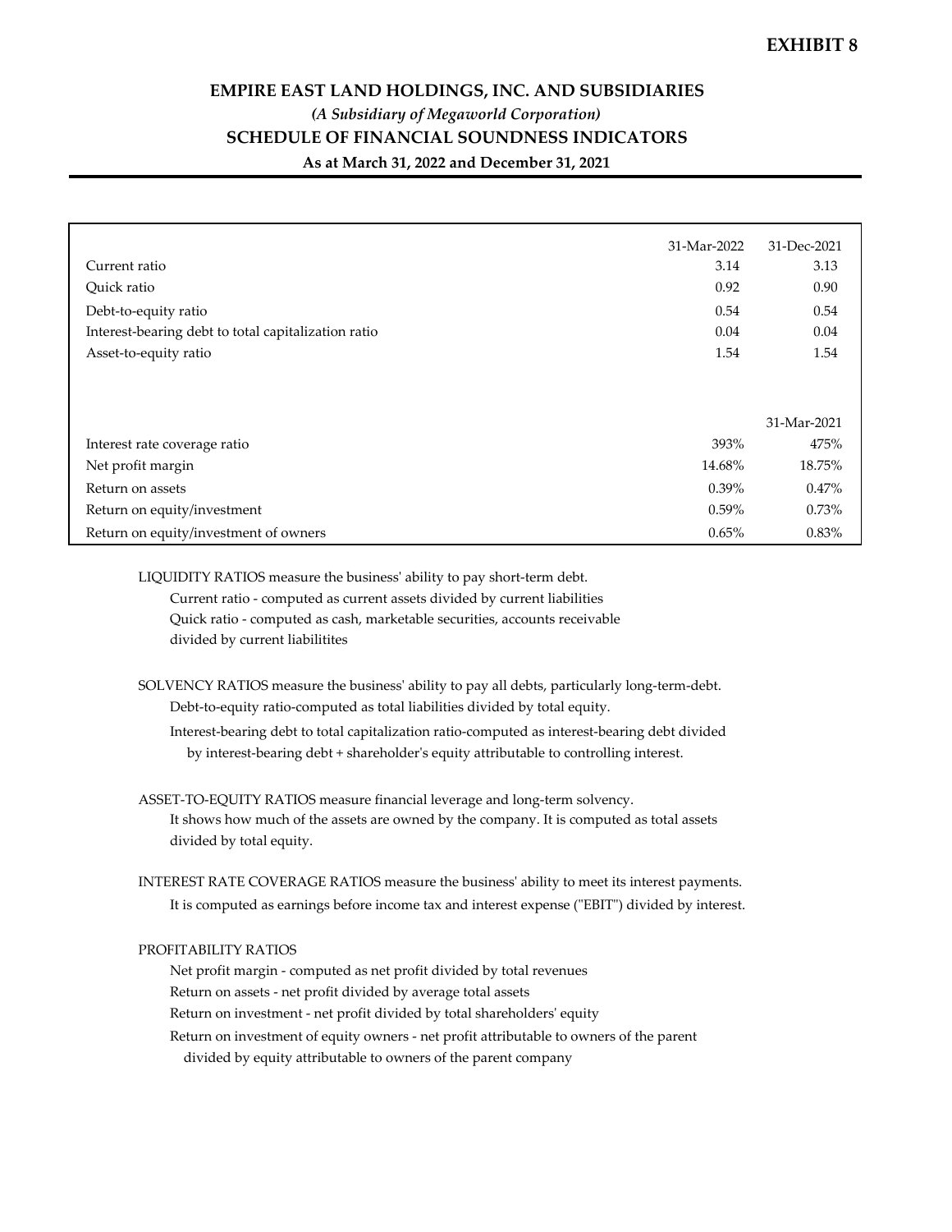**EXHIBIT 8**

## EMPIRE EAST LAND HOLDINGS, INC. AND SUBSIDIARIES

***(A Subsidiary of Megaworld Corporation)***

**SCHEDULE OF FINANCIAL SOUNDNESS INDICATORS**

**As at March 31, 2022 and December 31, 2021**

| | 31-Mar-2022 | 31-Dec-2021 |
|---|---|---|
| Current ratio | 3.14 | 3.13 |
| Quick ratio | 0.92 | 0.90 |
| Debt-to-equity ratio | 0.54 | 0.54 |
| Interest-bearing debt to total capitalization ratio | 0.04 | 0.04 |
| Asset-to-equity ratio | 1.54 | 1.54 |
| | | 31-Mar-2021 |
| Interest rate coverage ratio | 393% | 475% |
| Net profit margin | 14.68% | 18.75% |
| Return on assets | 0.39% | 0.47% |
| Return on equity/investment | 0.59% | 0.73% |
| Return on equity/investment of owners | 0.65% | 0.83% |

LIQUIDITY RATIOS measure the business' ability to pay short-term debt.
- Current ratio - computed as current assets divided by current liabilities
- Quick ratio - computed as cash, marketable securities, accounts receivable divided by current liabilitites

SOLVENCY RATIOS measure the business' ability to pay all debts, particularly long-term-debt.
- Debt-to-equity ratio-computed as total liabilities divided by total equity.
- Interest-bearing debt to total capitalization ratio-computed as interest-bearing debt divided by interest-bearing debt + shareholder's equity attributable to controlling interest.

ASSET-TO-EQUITY RATIOS measure financial leverage and long-term solvency. It shows how much of the assets are owned by the company. It is computed as total assets divided by total equity.

INTEREST RATE COVERAGE RATIOS measure the business' ability to meet its interest payments. It is computed as earnings before income tax and interest expense ("EBIT") divided by interest.

PROFITABILITY RATIOS
- Net profit margin - computed as net profit divided by total revenues
- Return on assets - net profit divided by average total assets
- Return on investment - net profit divided by total shareholders' equity
- Return on investment of equity owners - net profit attributable to owners of the parent divided by equity attributable to owners of the parent company